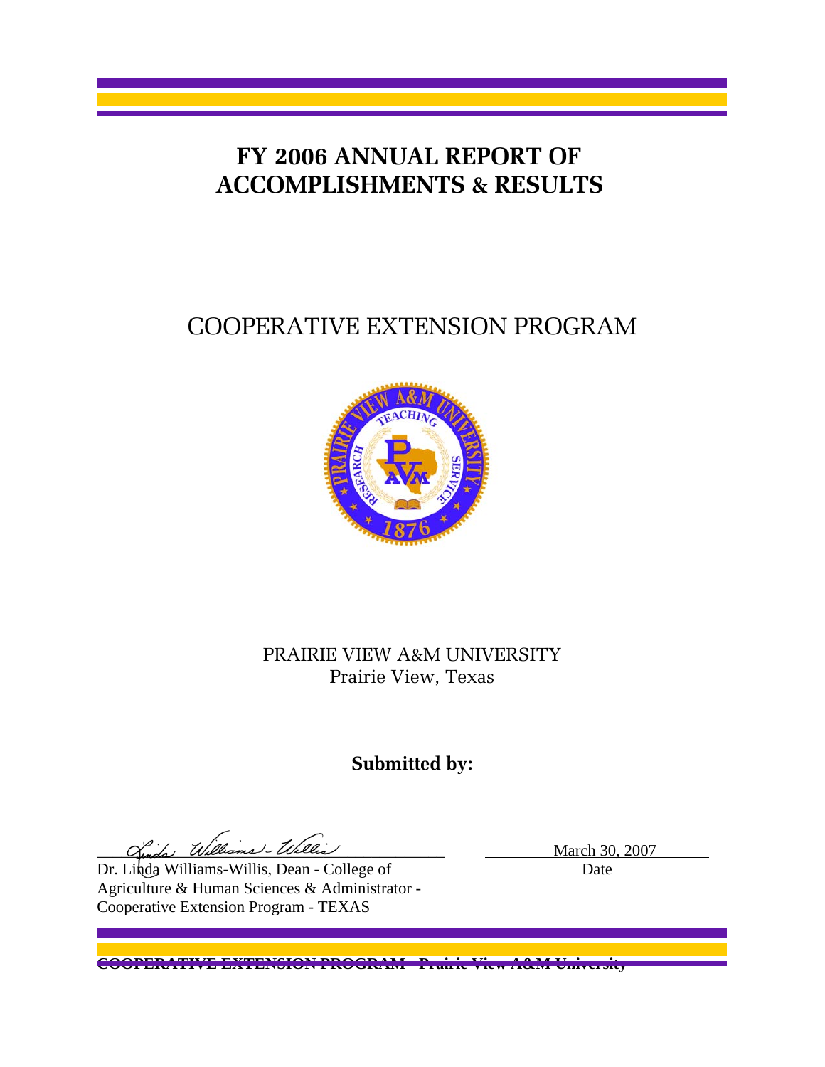# FY 2006 ANNUAL REPORT OF ACCOMPLISHMENTS & RESULTS

## COOPERATIVE EXTENSION PROGRAM

PRAIRIE VIEW A&M UNIVERSITY
Prairie View, Texas

**Submitted by:**

Dr. Linda Williams-Willis, Dean - College of Agriculture & Human Sciences & Administrator - Cooperative Extension Program - TEXAS

March 30, 2007
Date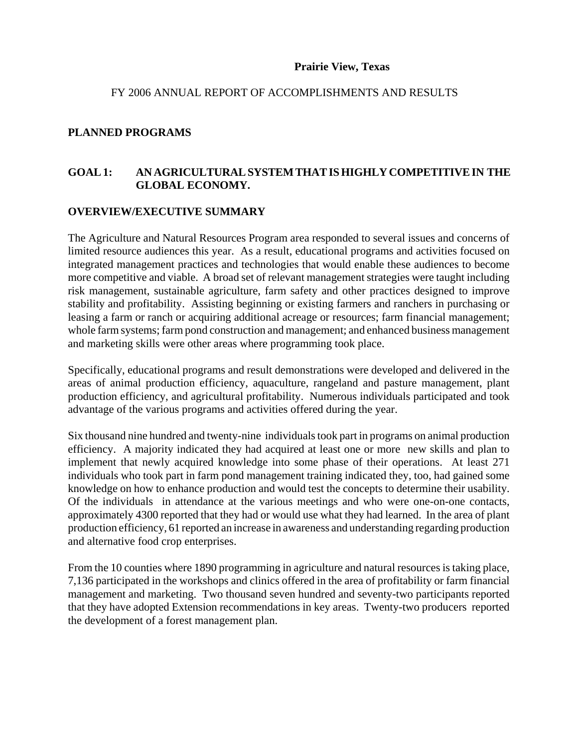**Prairie View, Texas**

FY 2006 ANNUAL REPORT OF ACCOMPLISHMENTS AND RESULTS

## PLANNED PROGRAMS

## GOAL 1: AN AGRICULTURAL SYSTEM THAT IS HIGHLY COMPETITIVE IN THE GLOBAL ECONOMY.

### OVERVIEW/EXECUTIVE SUMMARY

The Agriculture and Natural Resources Program area responded to several issues and concerns of limited resource audiences this year. As a result, educational programs and activities focused on integrated management practices and technologies that would enable these audiences to become more competitive and viable. A broad set of relevant management strategies were taught including risk management, sustainable agriculture, farm safety and other practices designed to improve stability and profitability. Assisting beginning or existing farmers and ranchers in purchasing or leasing a farm or ranch or acquiring additional acreage or resources; farm financial management; whole farm systems; farm pond construction and management; and enhanced business management and marketing skills were other areas where programming took place.

Specifically, educational programs and result demonstrations were developed and delivered in the areas of animal production efficiency, aquaculture, rangeland and pasture management, plant production efficiency, and agricultural profitability. Numerous individuals participated and took advantage of the various programs and activities offered during the year.

Six thousand nine hundred and twenty-nine individuals took part in programs on animal production efficiency. A majority indicated they had acquired at least one or more new skills and plan to implement that newly acquired knowledge into some phase of their operations. At least 271 individuals who took part in farm pond management training indicated they, too, had gained some knowledge on how to enhance production and would test the concepts to determine their usability. Of the individuals in attendance at the various meetings and who were one-on-one contacts, approximately 4300 reported that they had or would use what they had learned. In the area of plant production efficiency, 61 reported an increase in awareness and understanding regarding production and alternative food crop enterprises.

From the 10 counties where 1890 programming in agriculture and natural resources is taking place, 7,136 participated in the workshops and clinics offered in the area of profitability or farm financial management and marketing. Two thousand seven hundred and seventy-two participants reported that they have adopted Extension recommendations in key areas. Twenty-two producers reported the development of a forest management plan.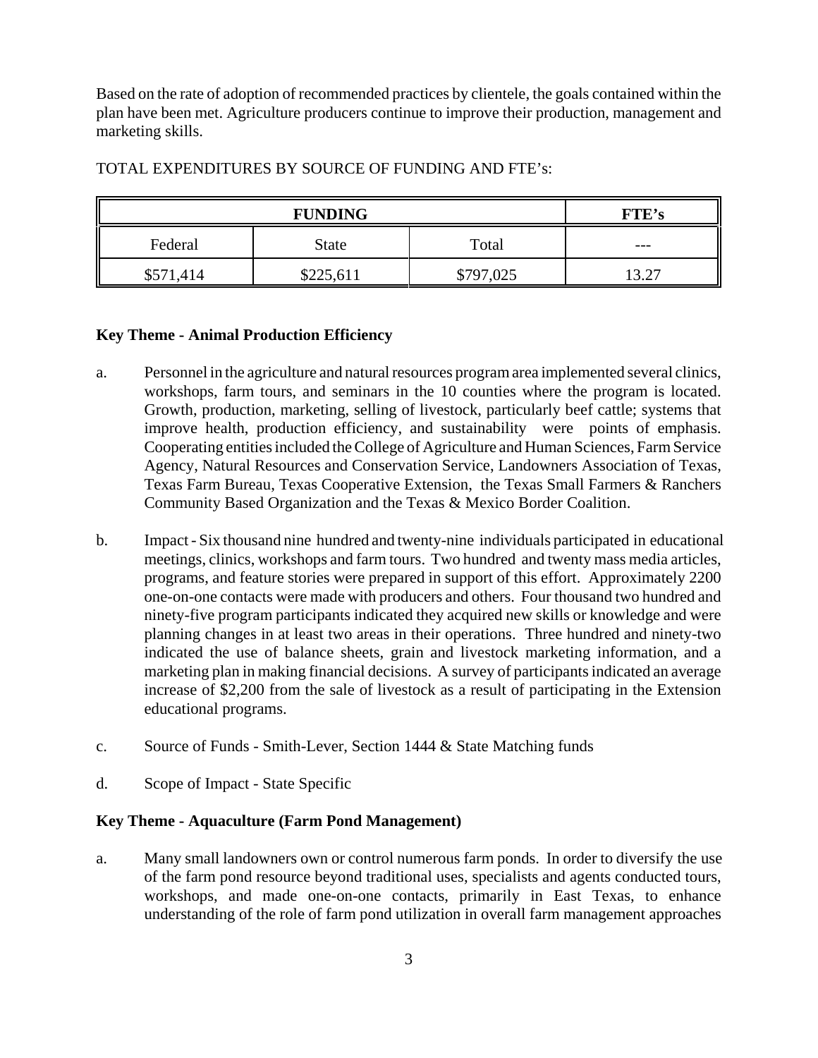Based on the rate of adoption of recommended practices by clientele, the goals contained within the plan have been met. Agriculture producers continue to improve their production, management and marketing skills.

TOTAL EXPENDITURES BY SOURCE OF FUNDING AND FTE's:

| FUNDING | | | FTE's |
|---|---|---|---|
| Federal | State | Total | --- |
| $571,414 | $225,611 | $797,025 | 13.27 |

**Key Theme - Animal Production Efficiency**

a. Personnel in the agriculture and natural resources program area implemented several clinics, workshops, farm tours, and seminars in the 10 counties where the program is located. Growth, production, marketing, selling of livestock, particularly beef cattle; systems that improve health, production efficiency, and sustainability were points of emphasis. Cooperating entities included the College of Agriculture and Human Sciences, Farm Service Agency, Natural Resources and Conservation Service, Landowners Association of Texas, Texas Farm Bureau, Texas Cooperative Extension, the Texas Small Farmers & Ranchers Community Based Organization and the Texas & Mexico Border Coalition.

b. Impact - Six thousand nine hundred and twenty-nine individuals participated in educational meetings, clinics, workshops and farm tours. Two hundred and twenty mass media articles, programs, and feature stories were prepared in support of this effort. Approximately 2200 one-on-one contacts were made with producers and others. Four thousand two hundred and ninety-five program participants indicated they acquired new skills or knowledge and were planning changes in at least two areas in their operations. Three hundred and ninety-two indicated the use of balance sheets, grain and livestock marketing information, and a marketing plan in making financial decisions. A survey of participants indicated an average increase of $2,200 from the sale of livestock as a result of participating in the Extension educational programs.

c. Source of Funds - Smith-Lever, Section 1444 & State Matching funds

d. Scope of Impact - State Specific

**Key Theme - Aquaculture (Farm Pond Management)**

a. Many small landowners own or control numerous farm ponds. In order to diversify the use of the farm pond resource beyond traditional uses, specialists and agents conducted tours, workshops, and made one-on-one contacts, primarily in East Texas, to enhance understanding of the role of farm pond utilization in overall farm management approaches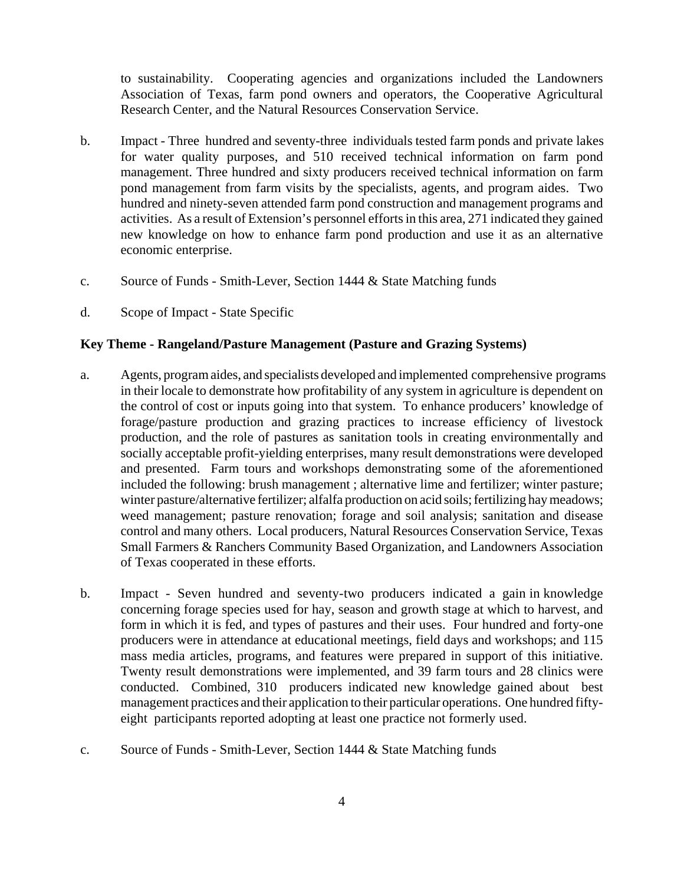to sustainability. Cooperating agencies and organizations included the Landowners Association of Texas, farm pond owners and operators, the Cooperative Agricultural Research Center, and the Natural Resources Conservation Service.

b. Impact - Three hundred and seventy-three individuals tested farm ponds and private lakes for water quality purposes, and 510 received technical information on farm pond management. Three hundred and sixty producers received technical information on farm pond management from farm visits by the specialists, agents, and program aides. Two hundred and ninety-seven attended farm pond construction and management programs and activities. As a result of Extension's personnel efforts in this area, 271 indicated they gained new knowledge on how to enhance farm pond production and use it as an alternative economic enterprise.

c. Source of Funds - Smith-Lever, Section 1444 & State Matching funds

d. Scope of Impact - State Specific

**Key Theme - Rangeland/Pasture Management (Pasture and Grazing Systems)**

a. Agents, program aides, and specialists developed and implemented comprehensive programs in their locale to demonstrate how profitability of any system in agriculture is dependent on the control of cost or inputs going into that system. To enhance producers' knowledge of forage/pasture production and grazing practices to increase efficiency of livestock production, and the role of pastures as sanitation tools in creating environmentally and socially acceptable profit-yielding enterprises, many result demonstrations were developed and presented. Farm tours and workshops demonstrating some of the aforementioned included the following: brush management ; alternative lime and fertilizer; winter pasture; winter pasture/alternative fertilizer; alfalfa production on acid soils; fertilizing hay meadows; weed management; pasture renovation; forage and soil analysis; sanitation and disease control and many others. Local producers, Natural Resources Conservation Service, Texas Small Farmers & Ranchers Community Based Organization, and Landowners Association of Texas cooperated in these efforts.

b. Impact - Seven hundred and seventy-two producers indicated a gain in knowledge concerning forage species used for hay, season and growth stage at which to harvest, and form in which it is fed, and types of pastures and their uses. Four hundred and forty-one producers were in attendance at educational meetings, field days and workshops; and 115 mass media articles, programs, and features were prepared in support of this initiative. Twenty result demonstrations were implemented, and 39 farm tours and 28 clinics were conducted. Combined, 310 producers indicated new knowledge gained about best management practices and their application to their particular operations. One hundred fifty-eight participants reported adopting at least one practice not formerly used.

c. Source of Funds - Smith-Lever, Section 1444 & State Matching funds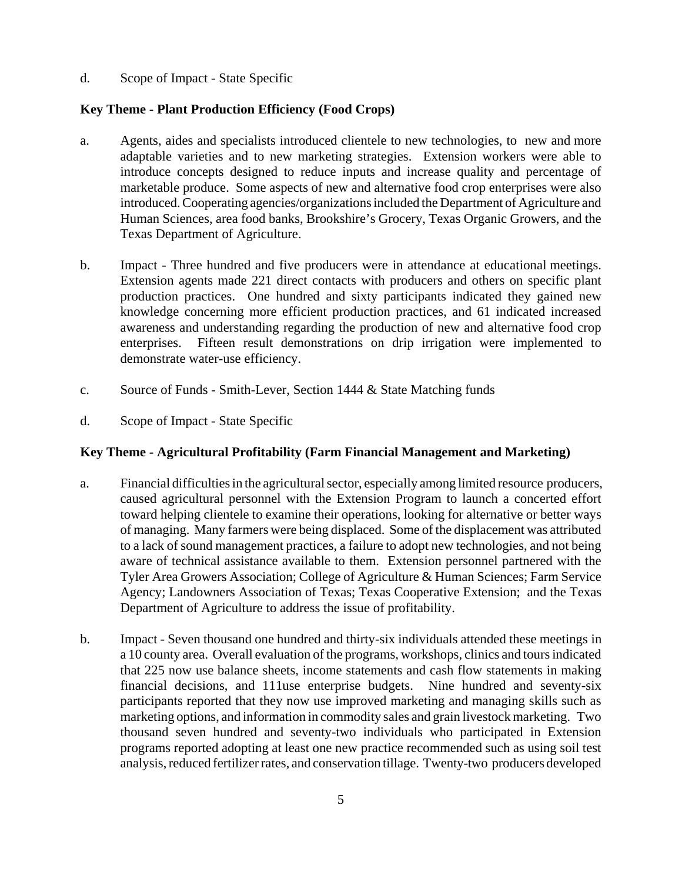d. Scope of Impact - State Specific

**Key Theme - Plant Production Efficiency (Food Crops)**

a. Agents, aides and specialists introduced clientele to new technologies, to new and more adaptable varieties and to new marketing strategies. Extension workers were able to introduce concepts designed to reduce inputs and increase quality and percentage of marketable produce. Some aspects of new and alternative food crop enterprises were also introduced. Cooperating agencies/organizations included the Department of Agriculture and Human Sciences, area food banks, Brookshire's Grocery, Texas Organic Growers, and the Texas Department of Agriculture.

b. Impact - Three hundred and five producers were in attendance at educational meetings. Extension agents made 221 direct contacts with producers and others on specific plant production practices. One hundred and sixty participants indicated they gained new knowledge concerning more efficient production practices, and 61 indicated increased awareness and understanding regarding the production of new and alternative food crop enterprises. Fifteen result demonstrations on drip irrigation were implemented to demonstrate water-use efficiency.

c. Source of Funds - Smith-Lever, Section 1444 & State Matching funds

d. Scope of Impact - State Specific

**Key Theme - Agricultural Profitability (Farm Financial Management and Marketing)**

a. Financial difficulties in the agricultural sector, especially among limited resource producers, caused agricultural personnel with the Extension Program to launch a concerted effort toward helping clientele to examine their operations, looking for alternative or better ways of managing. Many farmers were being displaced. Some of the displacement was attributed to a lack of sound management practices, a failure to adopt new technologies, and not being aware of technical assistance available to them. Extension personnel partnered with the Tyler Area Growers Association; College of Agriculture & Human Sciences; Farm Service Agency; Landowners Association of Texas; Texas Cooperative Extension; and the Texas Department of Agriculture to address the issue of profitability.

b. Impact - Seven thousand one hundred and thirty-six individuals attended these meetings in a 10 county area. Overall evaluation of the programs, workshops, clinics and tours indicated that 225 now use balance sheets, income statements and cash flow statements in making financial decisions, and 111use enterprise budgets. Nine hundred and seventy-six participants reported that they now use improved marketing and managing skills such as marketing options, and information in commodity sales and grain livestock marketing. Two thousand seven hundred and seventy-two individuals who participated in Extension programs reported adopting at least one new practice recommended such as using soil test analysis, reduced fertilizer rates, and conservation tillage. Twenty-two producers developed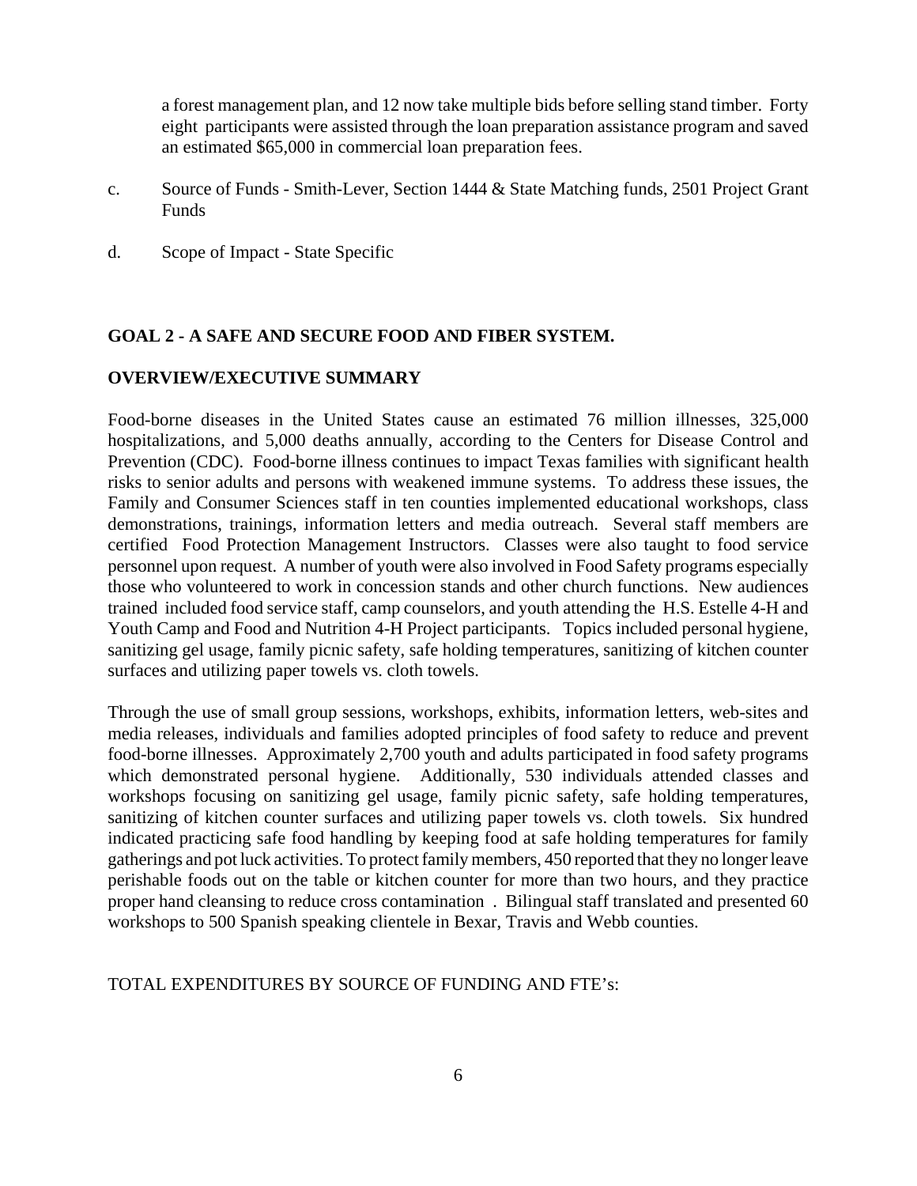a forest management plan, and 12 now take multiple bids before selling stand timber. Forty eight participants were assisted through the loan preparation assistance program and saved an estimated $65,000 in commercial loan preparation fees.

c. Source of Funds - Smith-Lever, Section 1444 & State Matching funds, 2501 Project Grant Funds

d. Scope of Impact - State Specific

**GOAL 2 - A SAFE AND SECURE FOOD AND FIBER SYSTEM.**

**OVERVIEW/EXECUTIVE SUMMARY**

Food-borne diseases in the United States cause an estimated 76 million illnesses, 325,000 hospitalizations, and 5,000 deaths annually, according to the Centers for Disease Control and Prevention (CDC). Food-borne illness continues to impact Texas families with significant health risks to senior adults and persons with weakened immune systems. To address these issues, the Family and Consumer Sciences staff in ten counties implemented educational workshops, class demonstrations, trainings, information letters and media outreach. Several staff members are certified Food Protection Management Instructors. Classes were also taught to food service personnel upon request. A number of youth were also involved in Food Safety programs especially those who volunteered to work in concession stands and other church functions. New audiences trained included food service staff, camp counselors, and youth attending the H.S. Estelle 4-H and Youth Camp and Food and Nutrition 4-H Project participants. Topics included personal hygiene, sanitizing gel usage, family picnic safety, safe holding temperatures, sanitizing of kitchen counter surfaces and utilizing paper towels vs. cloth towels.

Through the use of small group sessions, workshops, exhibits, information letters, web-sites and media releases, individuals and families adopted principles of food safety to reduce and prevent food-borne illnesses. Approximately 2,700 youth and adults participated in food safety programs which demonstrated personal hygiene. Additionally, 530 individuals attended classes and workshops focusing on sanitizing gel usage, family picnic safety, safe holding temperatures, sanitizing of kitchen counter surfaces and utilizing paper towels vs. cloth towels. Six hundred indicated practicing safe food handling by keeping food at safe holding temperatures for family gatherings and pot luck activities. To protect family members, 450 reported that they no longer leave perishable foods out on the table or kitchen counter for more than two hours, and they practice proper hand cleansing to reduce cross contamination . Bilingual staff translated and presented 60 workshops to 500 Spanish speaking clientele in Bexar, Travis and Webb counties.

TOTAL EXPENDITURES BY SOURCE OF FUNDING AND FTE's: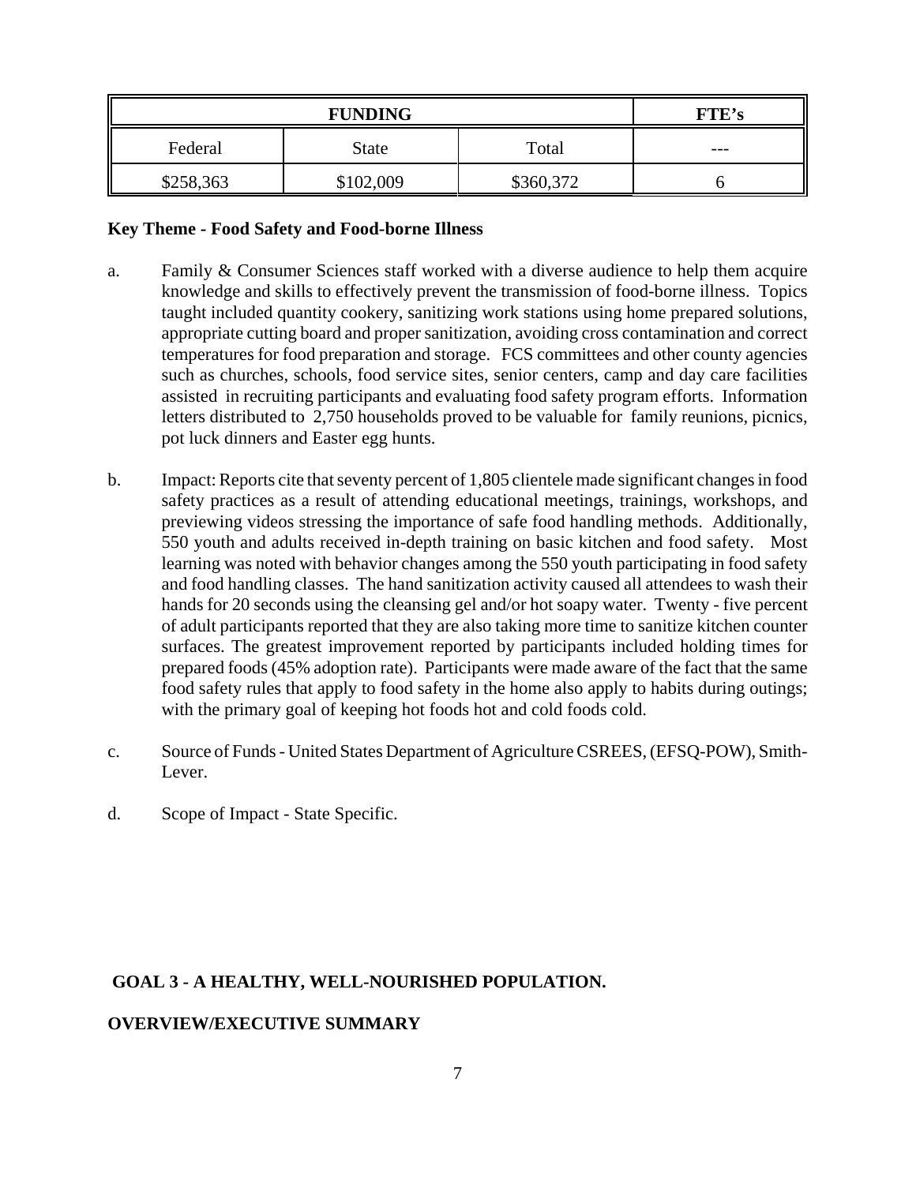| FUNDING | | | FTE's |
| --- | --- | --- | --- |
| Federal | State | Total | --- |
| $258,363 | $102,009 | $360,372 | 6 |

**Key Theme - Food Safety and Food-borne Illness**

a. Family & Consumer Sciences staff worked with a diverse audience to help them acquire knowledge and skills to effectively prevent the transmission of food-borne illness. Topics taught included quantity cookery, sanitizing work stations using home prepared solutions, appropriate cutting board and proper sanitization, avoiding cross contamination and correct temperatures for food preparation and storage. FCS committees and other county agencies such as churches, schools, food service sites, senior centers, camp and day care facilities assisted in recruiting participants and evaluating food safety program efforts. Information letters distributed to 2,750 households proved to be valuable for family reunions, picnics, pot luck dinners and Easter egg hunts.

b. Impact: Reports cite that seventy percent of 1,805 clientele made significant changes in food safety practices as a result of attending educational meetings, trainings, workshops, and previewing videos stressing the importance of safe food handling methods. Additionally, 550 youth and adults received in-depth training on basic kitchen and food safety. Most learning was noted with behavior changes among the 550 youth participating in food safety and food handling classes. The hand sanitization activity caused all attendees to wash their hands for 20 seconds using the cleansing gel and/or hot soapy water. Twenty - five percent of adult participants reported that they are also taking more time to sanitize kitchen counter surfaces. The greatest improvement reported by participants included holding times for prepared foods (45% adoption rate). Participants were made aware of the fact that the same food safety rules that apply to food safety in the home also apply to habits during outings; with the primary goal of keeping hot foods hot and cold foods cold.

c. Source of Funds - United States Department of Agriculture CSREES, (EFSQ-POW), Smith-Lever.

d. Scope of Impact - State Specific.

**GOAL 3 - A HEALTHY, WELL-NOURISHED POPULATION.**

**OVERVIEW/EXECUTIVE SUMMARY**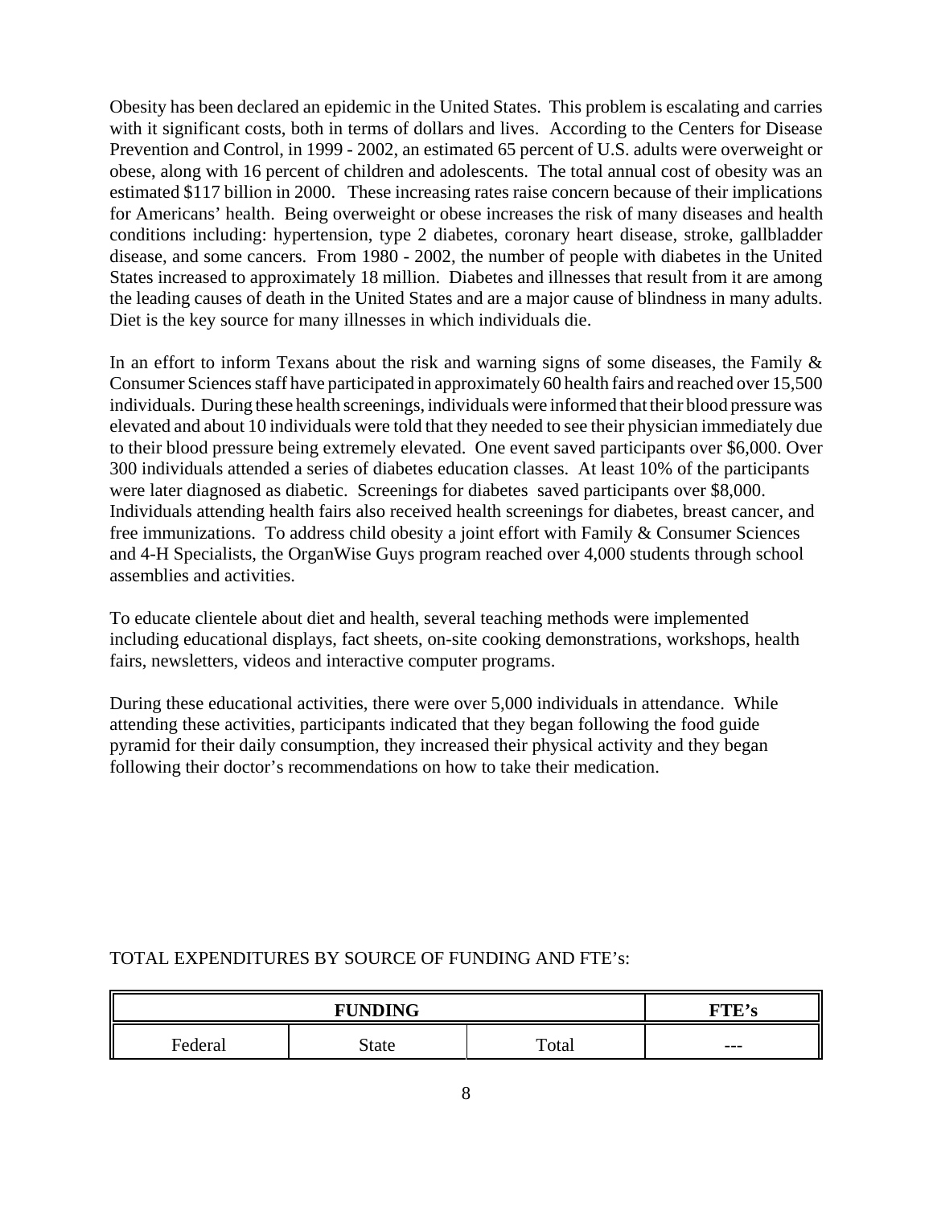Obesity has been declared an epidemic in the United States. This problem is escalating and carries with it significant costs, both in terms of dollars and lives. According to the Centers for Disease Prevention and Control, in 1999 - 2002, an estimated 65 percent of U.S. adults were overweight or obese, along with 16 percent of children and adolescents. The total annual cost of obesity was an estimated $117 billion in 2000. These increasing rates raise concern because of their implications for Americans' health. Being overweight or obese increases the risk of many diseases and health conditions including: hypertension, type 2 diabetes, coronary heart disease, stroke, gallbladder disease, and some cancers. From 1980 - 2002, the number of people with diabetes in the United States increased to approximately 18 million. Diabetes and illnesses that result from it are among the leading causes of death in the United States and are a major cause of blindness in many adults. Diet is the key source for many illnesses in which individuals die.

In an effort to inform Texans about the risk and warning signs of some diseases, the Family & Consumer Sciences staff have participated in approximately 60 health fairs and reached over 15,500 individuals. During these health screenings, individuals were informed that their blood pressure was elevated and about 10 individuals were told that they needed to see their physician immediately due to their blood pressure being extremely elevated. One event saved participants over $6,000. Over 300 individuals attended a series of diabetes education classes. At least 10% of the participants were later diagnosed as diabetic. Screenings for diabetes saved participants over $8,000. Individuals attending health fairs also received health screenings for diabetes, breast cancer, and free immunizations. To address child obesity a joint effort with Family & Consumer Sciences and 4-H Specialists, the OrganWise Guys program reached over 4,000 students through school assemblies and activities.

To educate clientele about diet and health, several teaching methods were implemented including educational displays, fact sheets, on-site cooking demonstrations, workshops, health fairs, newsletters, videos and interactive computer programs.

During these educational activities, there were over 5,000 individuals in attendance. While attending these activities, participants indicated that they began following the food guide pyramid for their daily consumption, they increased their physical activity and they began following their doctor's recommendations on how to take their medication.

TOTAL EXPENDITURES BY SOURCE OF FUNDING AND FTE's:

| **FUNDING** | | | **FTE's** |
|---|---|---|---|
| Federal | State | Total | --- |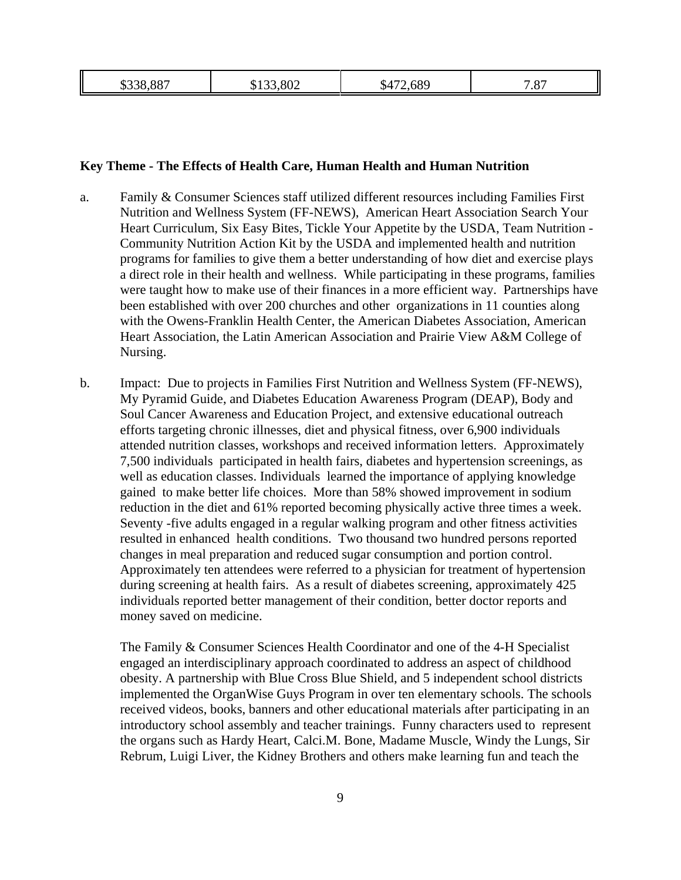| $338,887 | $133,802 | $472,689 | 7.87 |
|---|---|---|---|

**Key Theme - The Effects of Health Care, Human Health and Human Nutrition**

a. Family & Consumer Sciences staff utilized different resources including Families First Nutrition and Wellness System (FF-NEWS), American Heart Association Search Your Heart Curriculum, Six Easy Bites, Tickle Your Appetite by the USDA, Team Nutrition - Community Nutrition Action Kit by the USDA and implemented health and nutrition programs for families to give them a better understanding of how diet and exercise plays a direct role in their health and wellness. While participating in these programs, families were taught how to make use of their finances in a more efficient way. Partnerships have been established with over 200 churches and other organizations in 11 counties along with the Owens-Franklin Health Center, the American Diabetes Association, American Heart Association, the Latin American Association and Prairie View A&M College of Nursing.

b. Impact: Due to projects in Families First Nutrition and Wellness System (FF-NEWS), My Pyramid Guide, and Diabetes Education Awareness Program (DEAP), Body and Soul Cancer Awareness and Education Project, and extensive educational outreach efforts targeting chronic illnesses, diet and physical fitness, over 6,900 individuals attended nutrition classes, workshops and received information letters. Approximately 7,500 individuals participated in health fairs, diabetes and hypertension screenings, as well as education classes. Individuals learned the importance of applying knowledge gained to make better life choices. More than 58% showed improvement in sodium reduction in the diet and 61% reported becoming physically active three times a week. Seventy -five adults engaged in a regular walking program and other fitness activities resulted in enhanced health conditions. Two thousand two hundred persons reported changes in meal preparation and reduced sugar consumption and portion control. Approximately ten attendees were referred to a physician for treatment of hypertension during screening at health fairs. As a result of diabetes screening, approximately 425 individuals reported better management of their condition, better doctor reports and money saved on medicine.

The Family & Consumer Sciences Health Coordinator and one of the 4-H Specialist engaged an interdisciplinary approach coordinated to address an aspect of childhood obesity. A partnership with Blue Cross Blue Shield, and 5 independent school districts implemented the OrganWise Guys Program in over ten elementary schools. The schools received videos, books, banners and other educational materials after participating in an introductory school assembly and teacher trainings. Funny characters used to represent the organs such as Hardy Heart, Calci.M. Bone, Madame Muscle, Windy the Lungs, Sir Rebrum, Luigi Liver, the Kidney Brothers and others make learning fun and teach the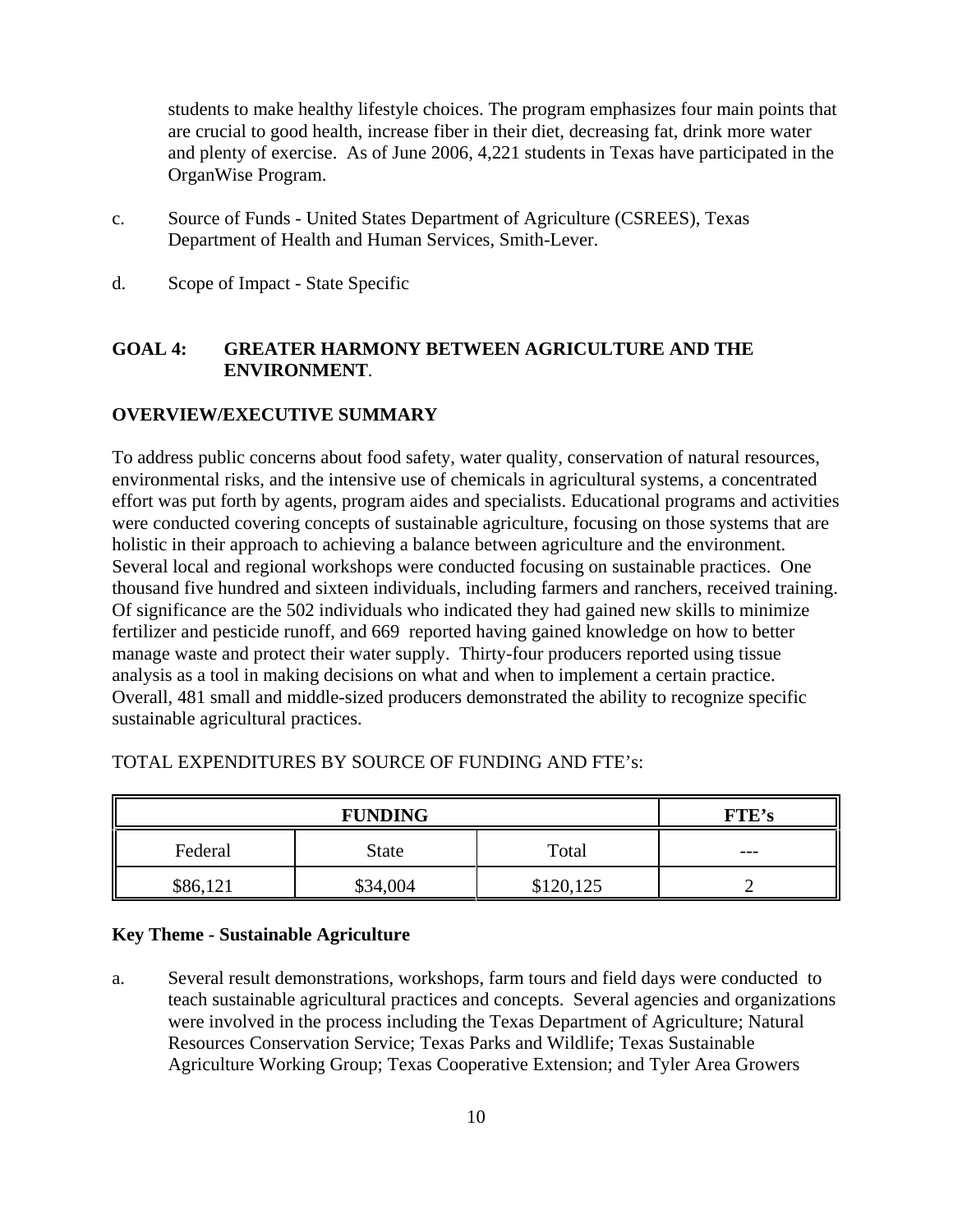students to make healthy lifestyle choices. The program emphasizes four main points that are crucial to good health, increase fiber in their diet, decreasing fat, drink more water and plenty of exercise. As of June 2006, 4,221 students in Texas have participated in the OrganWise Program.

c. Source of Funds - United States Department of Agriculture (CSREES), Texas Department of Health and Human Services, Smith-Lever.

d. Scope of Impact - State Specific

## GOAL 4: GREATER HARMONY BETWEEN AGRICULTURE AND THE ENVIRONMENT.

### OVERVIEW/EXECUTIVE SUMMARY

To address public concerns about food safety, water quality, conservation of natural resources, environmental risks, and the intensive use of chemicals in agricultural systems, a concentrated effort was put forth by agents, program aides and specialists. Educational programs and activities were conducted covering concepts of sustainable agriculture, focusing on those systems that are holistic in their approach to achieving a balance between agriculture and the environment. Several local and regional workshops were conducted focusing on sustainable practices. One thousand five hundred and sixteen individuals, including farmers and ranchers, received training. Of significance are the 502 individuals who indicated they had gained new skills to minimize fertilizer and pesticide runoff, and 669 reported having gained knowledge on how to better manage waste and protect their water supply. Thirty-four producers reported using tissue analysis as a tool in making decisions on what and when to implement a certain practice. Overall, 481 small and middle-sized producers demonstrated the ability to recognize specific sustainable agricultural practices.

TOTAL EXPENDITURES BY SOURCE OF FUNDING AND FTE's:

| **FUNDING** | | | **FTE's** |
|---|---|---|---|
| Federal | State | Total | --- |
| $86,121 | $34,004 | $120,125 | 2 |

### Key Theme - Sustainable Agriculture

a. Several result demonstrations, workshops, farm tours and field days were conducted to teach sustainable agricultural practices and concepts. Several agencies and organizations were involved in the process including the Texas Department of Agriculture; Natural Resources Conservation Service; Texas Parks and Wildlife; Texas Sustainable Agriculture Working Group; Texas Cooperative Extension; and Tyler Area Growers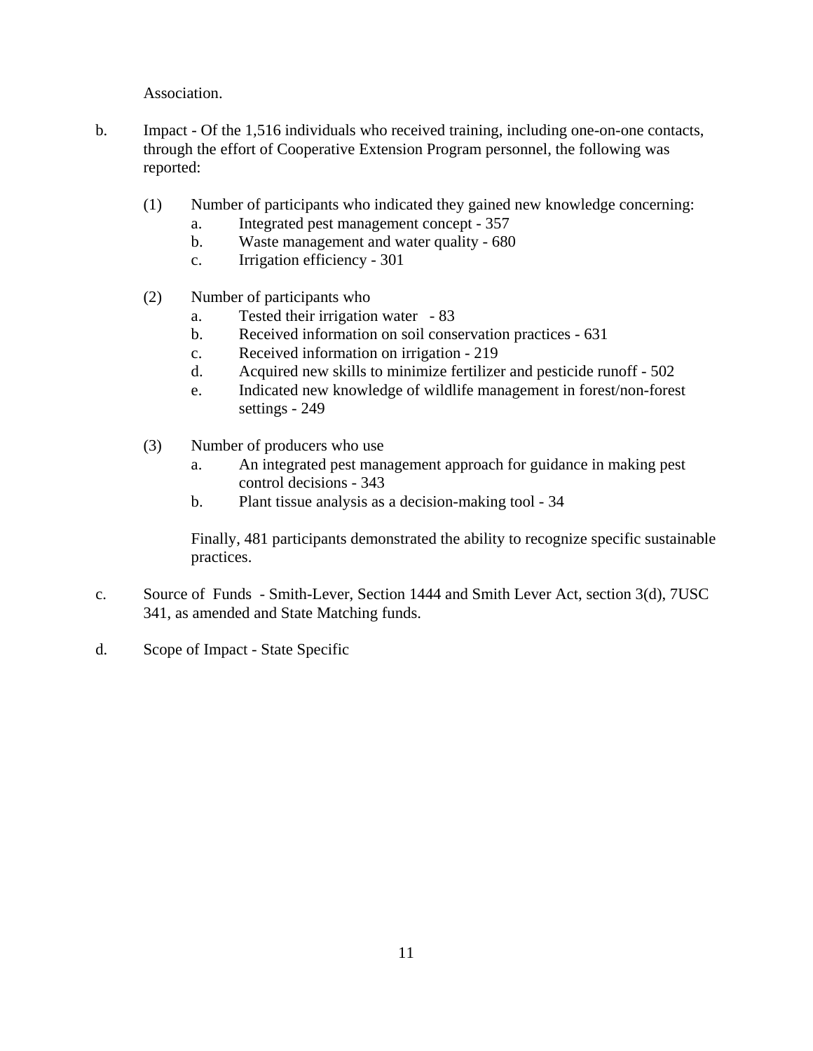Association.

b. Impact - Of the 1,516 individuals who received training, including one-on-one contacts, through the effort of Cooperative Extension Program personnel, the following was reported:

   (1) Number of participants who indicated they gained new knowledge concerning:
      a. Integrated pest management concept - 357
      b. Waste management and water quality - 680
      c. Irrigation efficiency - 301

   (2) Number of participants who
      a. Tested their irrigation water - 83
      b. Received information on soil conservation practices - 631
      c. Received information on irrigation - 219
      d. Acquired new skills to minimize fertilizer and pesticide runoff - 502
      e. Indicated new knowledge of wildlife management in forest/non-forest settings - 249

   (3) Number of producers who use
      a. An integrated pest management approach for guidance in making pest control decisions - 343
      b. Plant tissue analysis as a decision-making tool - 34

   Finally, 481 participants demonstrated the ability to recognize specific sustainable practices.

c. Source of Funds - Smith-Lever, Section 1444 and Smith Lever Act, section 3(d), 7USC 341, as amended and State Matching funds.

d. Scope of Impact - State Specific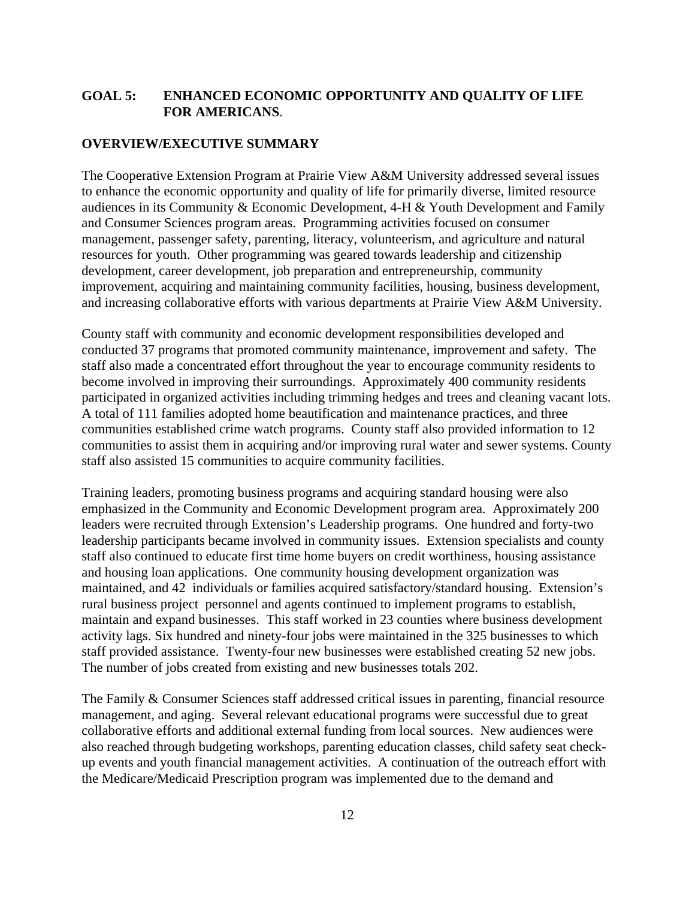## GOAL 5: ENHANCED ECONOMIC OPPORTUNITY AND QUALITY OF LIFE FOR AMERICANS.

### OVERVIEW/EXECUTIVE SUMMARY

The Cooperative Extension Program at Prairie View A&M University addressed several issues to enhance the economic opportunity and quality of life for primarily diverse, limited resource audiences in its Community & Economic Development, 4-H & Youth Development and Family and Consumer Sciences program areas. Programming activities focused on consumer management, passenger safety, parenting, literacy, volunteerism, and agriculture and natural resources for youth. Other programming was geared towards leadership and citizenship development, career development, job preparation and entrepreneurship, community improvement, acquiring and maintaining community facilities, housing, business development, and increasing collaborative efforts with various departments at Prairie View A&M University.

County staff with community and economic development responsibilities developed and conducted 37 programs that promoted community maintenance, improvement and safety. The staff also made a concentrated effort throughout the year to encourage community residents to become involved in improving their surroundings. Approximately 400 community residents participated in organized activities including trimming hedges and trees and cleaning vacant lots. A total of 111 families adopted home beautification and maintenance practices, and three communities established crime watch programs. County staff also provided information to 12 communities to assist them in acquiring and/or improving rural water and sewer systems. County staff also assisted 15 communities to acquire community facilities.

Training leaders, promoting business programs and acquiring standard housing were also emphasized in the Community and Economic Development program area. Approximately 200 leaders were recruited through Extension's Leadership programs. One hundred and forty-two leadership participants became involved in community issues. Extension specialists and county staff also continued to educate first time home buyers on credit worthiness, housing assistance and housing loan applications. One community housing development organization was maintained, and 42 individuals or families acquired satisfactory/standard housing. Extension's rural business project personnel and agents continued to implement programs to establish, maintain and expand businesses. This staff worked in 23 counties where business development activity lags. Six hundred and ninety-four jobs were maintained in the 325 businesses to which staff provided assistance. Twenty-four new businesses were established creating 52 new jobs. The number of jobs created from existing and new businesses totals 202.

The Family & Consumer Sciences staff addressed critical issues in parenting, financial resource management, and aging. Several relevant educational programs were successful due to great collaborative efforts and additional external funding from local sources. New audiences were also reached through budgeting workshops, parenting education classes, child safety seat check-up events and youth financial management activities. A continuation of the outreach effort with the Medicare/Medicaid Prescription program was implemented due to the demand and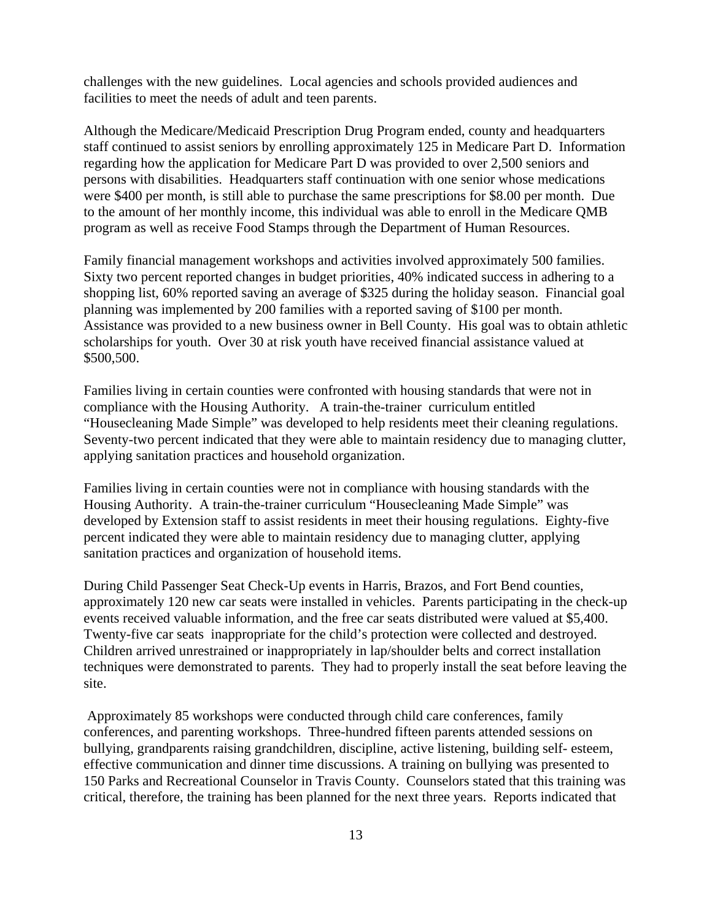challenges with the new guidelines. Local agencies and schools provided audiences and facilities to meet the needs of adult and teen parents.

Although the Medicare/Medicaid Prescription Drug Program ended, county and headquarters staff continued to assist seniors by enrolling approximately 125 in Medicare Part D. Information regarding how the application for Medicare Part D was provided to over 2,500 seniors and persons with disabilities. Headquarters staff continuation with one senior whose medications were $400 per month, is still able to purchase the same prescriptions for $8.00 per month. Due to the amount of her monthly income, this individual was able to enroll in the Medicare QMB program as well as receive Food Stamps through the Department of Human Resources.

Family financial management workshops and activities involved approximately 500 families. Sixty two percent reported changes in budget priorities, 40% indicated success in adhering to a shopping list, 60% reported saving an average of $325 during the holiday season. Financial goal planning was implemented by 200 families with a reported saving of $100 per month. Assistance was provided to a new business owner in Bell County. His goal was to obtain athletic scholarships for youth. Over 30 at risk youth have received financial assistance valued at $500,500.

Families living in certain counties were confronted with housing standards that were not in compliance with the Housing Authority. A train-the-trainer curriculum entitled "Housecleaning Made Simple" was developed to help residents meet their cleaning regulations. Seventy-two percent indicated that they were able to maintain residency due to managing clutter, applying sanitation practices and household organization.

Families living in certain counties were not in compliance with housing standards with the Housing Authority. A train-the-trainer curriculum "Housecleaning Made Simple" was developed by Extension staff to assist residents in meet their housing regulations. Eighty-five percent indicated they were able to maintain residency due to managing clutter, applying sanitation practices and organization of household items.

During Child Passenger Seat Check-Up events in Harris, Brazos, and Fort Bend counties, approximately 120 new car seats were installed in vehicles. Parents participating in the check-up events received valuable information, and the free car seats distributed were valued at $5,400. Twenty-five car seats inappropriate for the child's protection were collected and destroyed. Children arrived unrestrained or inappropriately in lap/shoulder belts and correct installation techniques were demonstrated to parents. They had to properly install the seat before leaving the site.

Approximately 85 workshops were conducted through child care conferences, family conferences, and parenting workshops. Three-hundred fifteen parents attended sessions on bullying, grandparents raising grandchildren, discipline, active listening, building self- esteem, effective communication and dinner time discussions. A training on bullying was presented to 150 Parks and Recreational Counselor in Travis County. Counselors stated that this training was critical, therefore, the training has been planned for the next three years. Reports indicated that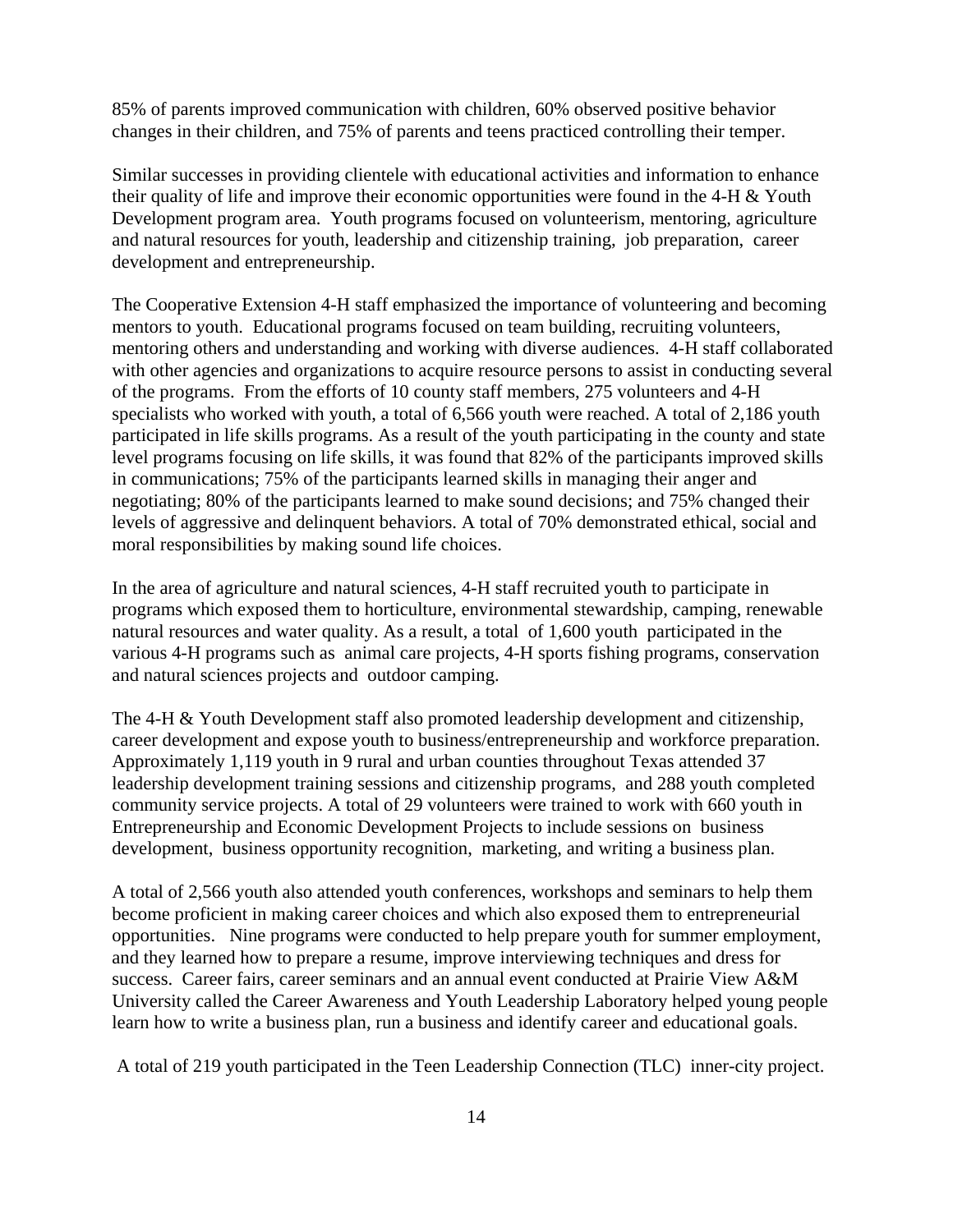85% of parents improved communication with children, 60% observed positive behavior changes in their children, and 75% of parents and teens practiced controlling their temper.

Similar successes in providing clientele with educational activities and information to enhance their quality of life and improve their economic opportunities were found in the 4-H & Youth Development program area. Youth programs focused on volunteerism, mentoring, agriculture and natural resources for youth, leadership and citizenship training, job preparation, career development and entrepreneurship.

The Cooperative Extension 4-H staff emphasized the importance of volunteering and becoming mentors to youth. Educational programs focused on team building, recruiting volunteers, mentoring others and understanding and working with diverse audiences. 4-H staff collaborated with other agencies and organizations to acquire resource persons to assist in conducting several of the programs. From the efforts of 10 county staff members, 275 volunteers and 4-H specialists who worked with youth, a total of 6,566 youth were reached. A total of 2,186 youth participated in life skills programs. As a result of the youth participating in the county and state level programs focusing on life skills, it was found that 82% of the participants improved skills in communications; 75% of the participants learned skills in managing their anger and negotiating; 80% of the participants learned to make sound decisions; and 75% changed their levels of aggressive and delinquent behaviors. A total of 70% demonstrated ethical, social and moral responsibilities by making sound life choices.

In the area of agriculture and natural sciences, 4-H staff recruited youth to participate in programs which exposed them to horticulture, environmental stewardship, camping, renewable natural resources and water quality. As a result, a total of 1,600 youth participated in the various 4-H programs such as animal care projects, 4-H sports fishing programs, conservation and natural sciences projects and outdoor camping.

The 4-H & Youth Development staff also promoted leadership development and citizenship, career development and expose youth to business/entrepreneurship and workforce preparation. Approximately 1,119 youth in 9 rural and urban counties throughout Texas attended 37 leadership development training sessions and citizenship programs, and 288 youth completed community service projects. A total of 29 volunteers were trained to work with 660 youth in Entrepreneurship and Economic Development Projects to include sessions on business development, business opportunity recognition, marketing, and writing a business plan.

A total of 2,566 youth also attended youth conferences, workshops and seminars to help them become proficient in making career choices and which also exposed them to entrepreneurial opportunities. Nine programs were conducted to help prepare youth for summer employment, and they learned how to prepare a resume, improve interviewing techniques and dress for success. Career fairs, career seminars and an annual event conducted at Prairie View A&M University called the Career Awareness and Youth Leadership Laboratory helped young people learn how to write a business plan, run a business and identify career and educational goals.

A total of 219 youth participated in the Teen Leadership Connection (TLC) inner-city project.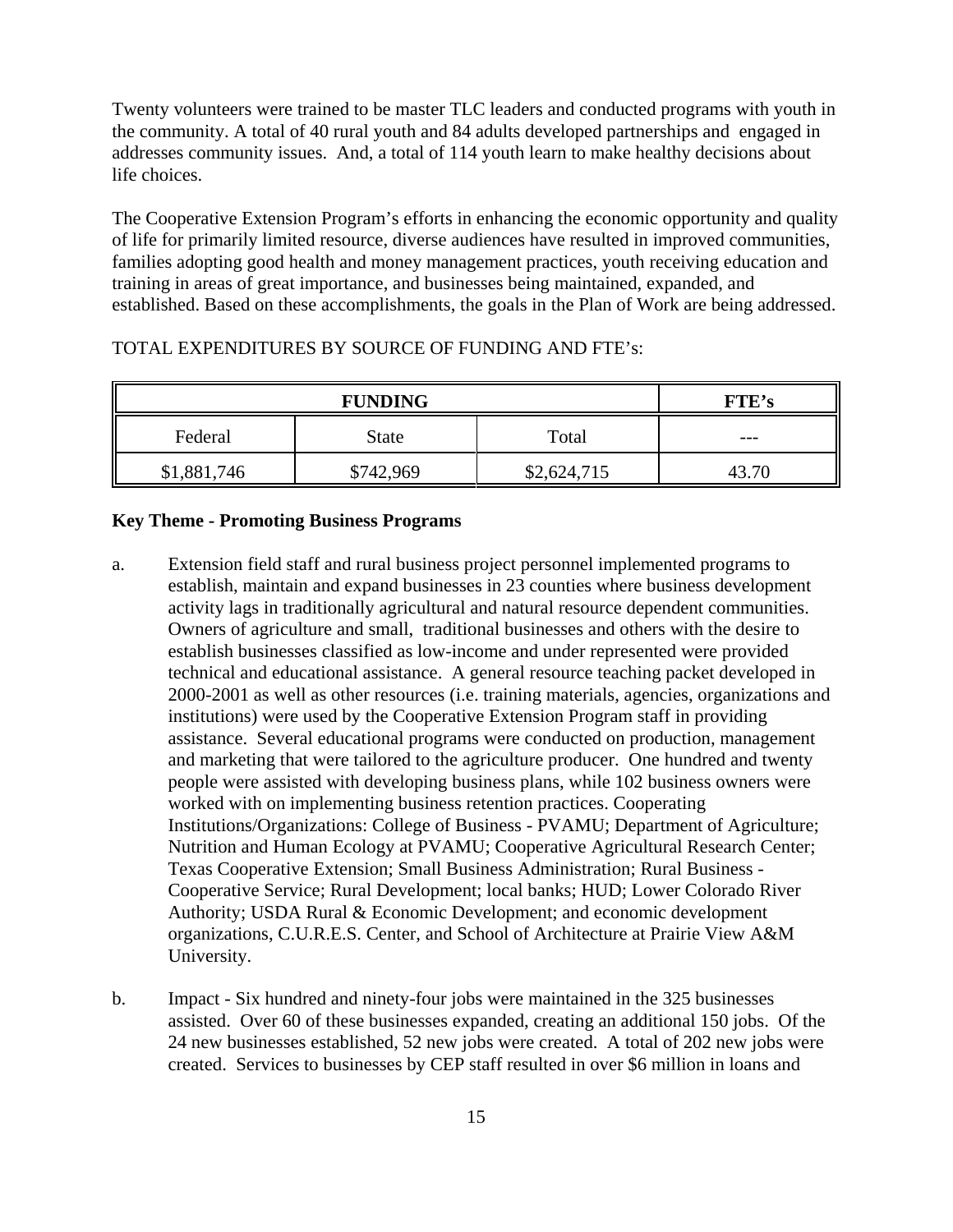Twenty volunteers were trained to be master TLC leaders and conducted programs with youth in the community. A total of 40 rural youth and 84 adults developed partnerships and engaged in addresses community issues. And, a total of 114 youth learn to make healthy decisions about life choices.

The Cooperative Extension Program's efforts in enhancing the economic opportunity and quality of life for primarily limited resource, diverse audiences have resulted in improved communities, families adopting good health and money management practices, youth receiving education and training in areas of great importance, and businesses being maintained, expanded, and established. Based on these accomplishments, the goals in the Plan of Work are being addressed.

TOTAL EXPENDITURES BY SOURCE OF FUNDING AND FTE's:

| **FUNDING** | | | **FTE's** |
|---|---|---|---|
| Federal | State | Total | --- |
| $1,881,746 | $742,969 | $2,624,715 | 43.70 |

**Key Theme - Promoting Business Programs**

a. Extension field staff and rural business project personnel implemented programs to establish, maintain and expand businesses in 23 counties where business development activity lags in traditionally agricultural and natural resource dependent communities. Owners of agriculture and small, traditional businesses and others with the desire to establish businesses classified as low-income and under represented were provided technical and educational assistance. A general resource teaching packet developed in 2000-2001 as well as other resources (i.e. training materials, agencies, organizations and institutions) were used by the Cooperative Extension Program staff in providing assistance. Several educational programs were conducted on production, management and marketing that were tailored to the agriculture producer. One hundred and twenty people were assisted with developing business plans, while 102 business owners were worked with on implementing business retention practices. Cooperating Institutions/Organizations: College of Business - PVAMU; Department of Agriculture; Nutrition and Human Ecology at PVAMU; Cooperative Agricultural Research Center; Texas Cooperative Extension; Small Business Administration; Rural Business - Cooperative Service; Rural Development; local banks; HUD; Lower Colorado River Authority; USDA Rural & Economic Development; and economic development organizations, C.U.R.E.S. Center, and School of Architecture at Prairie View A&M University.

b. Impact - Six hundred and ninety-four jobs were maintained in the 325 businesses assisted. Over 60 of these businesses expanded, creating an additional 150 jobs. Of the 24 new businesses established, 52 new jobs were created. A total of 202 new jobs were created. Services to businesses by CEP staff resulted in over $6 million in loans and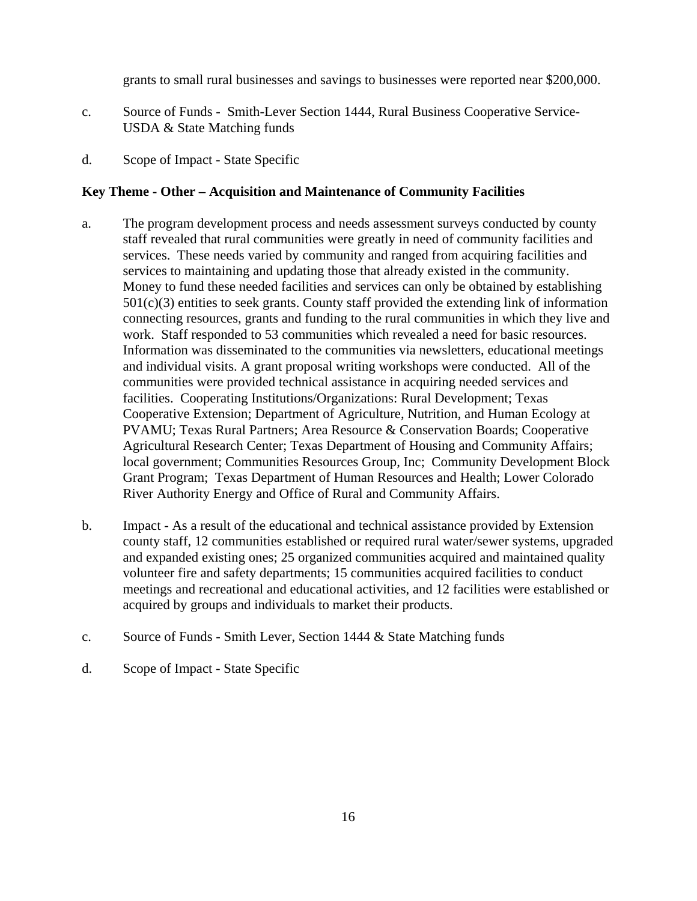grants to small rural businesses and savings to businesses were reported near $200,000.

c. Source of Funds - Smith-Lever Section 1444, Rural Business Cooperative Service-USDA & State Matching funds

d. Scope of Impact - State Specific

**Key Theme - Other – Acquisition and Maintenance of Community Facilities**

a. The program development process and needs assessment surveys conducted by county staff revealed that rural communities were greatly in need of community facilities and services. These needs varied by community and ranged from acquiring facilities and services to maintaining and updating those that already existed in the community. Money to fund these needed facilities and services can only be obtained by establishing 501(c)(3) entities to seek grants. County staff provided the extending link of information connecting resources, grants and funding to the rural communities in which they live and work. Staff responded to 53 communities which revealed a need for basic resources. Information was disseminated to the communities via newsletters, educational meetings and individual visits. A grant proposal writing workshops were conducted. All of the communities were provided technical assistance in acquiring needed services and facilities. Cooperating Institutions/Organizations: Rural Development; Texas Cooperative Extension; Department of Agriculture, Nutrition, and Human Ecology at PVAMU; Texas Rural Partners; Area Resource & Conservation Boards; Cooperative Agricultural Research Center; Texas Department of Housing and Community Affairs; local government; Communities Resources Group, Inc; Community Development Block Grant Program; Texas Department of Human Resources and Health; Lower Colorado River Authority Energy and Office of Rural and Community Affairs.

b. Impact - As a result of the educational and technical assistance provided by Extension county staff, 12 communities established or required rural water/sewer systems, upgraded and expanded existing ones; 25 organized communities acquired and maintained quality volunteer fire and safety departments; 15 communities acquired facilities to conduct meetings and recreational and educational activities, and 12 facilities were established or acquired by groups and individuals to market their products.

c. Source of Funds - Smith Lever, Section 1444 & State Matching funds

d. Scope of Impact - State Specific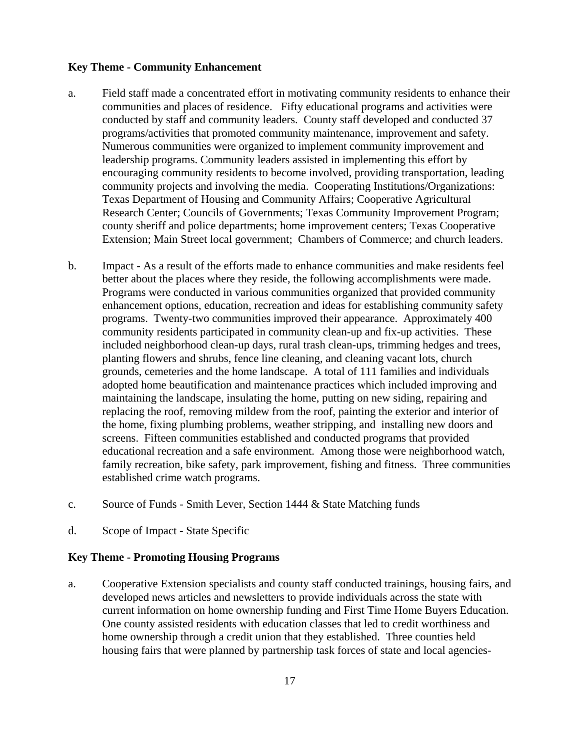**Key Theme - Community Enhancement**

a. Field staff made a concentrated effort in motivating community residents to enhance their communities and places of residence. Fifty educational programs and activities were conducted by staff and community leaders. County staff developed and conducted 37 programs/activities that promoted community maintenance, improvement and safety. Numerous communities were organized to implement community improvement and leadership programs. Community leaders assisted in implementing this effort by encouraging community residents to become involved, providing transportation, leading community projects and involving the media. Cooperating Institutions/Organizations: Texas Department of Housing and Community Affairs; Cooperative Agricultural Research Center; Councils of Governments; Texas Community Improvement Program; county sheriff and police departments; home improvement centers; Texas Cooperative Extension; Main Street local government; Chambers of Commerce; and church leaders.

b. Impact - As a result of the efforts made to enhance communities and make residents feel better about the places where they reside, the following accomplishments were made. Programs were conducted in various communities organized that provided community enhancement options, education, recreation and ideas for establishing community safety programs. Twenty-two communities improved their appearance. Approximately 400 community residents participated in community clean-up and fix-up activities. These included neighborhood clean-up days, rural trash clean-ups, trimming hedges and trees, planting flowers and shrubs, fence line cleaning, and cleaning vacant lots, church grounds, cemeteries and the home landscape. A total of 111 families and individuals adopted home beautification and maintenance practices which included improving and maintaining the landscape, insulating the home, putting on new siding, repairing and replacing the roof, removing mildew from the roof, painting the exterior and interior of the home, fixing plumbing problems, weather stripping, and installing new doors and screens. Fifteen communities established and conducted programs that provided educational recreation and a safe environment. Among those were neighborhood watch, family recreation, bike safety, park improvement, fishing and fitness. Three communities established crime watch programs.

c. Source of Funds - Smith Lever, Section 1444 & State Matching funds

d. Scope of Impact - State Specific

**Key Theme - Promoting Housing Programs**

a. Cooperative Extension specialists and county staff conducted trainings, housing fairs, and developed news articles and newsletters to provide individuals across the state with current information on home ownership funding and First Time Home Buyers Education. One county assisted residents with education classes that led to credit worthiness and home ownership through a credit union that they established. Three counties held housing fairs that were planned by partnership task forces of state and local agencies-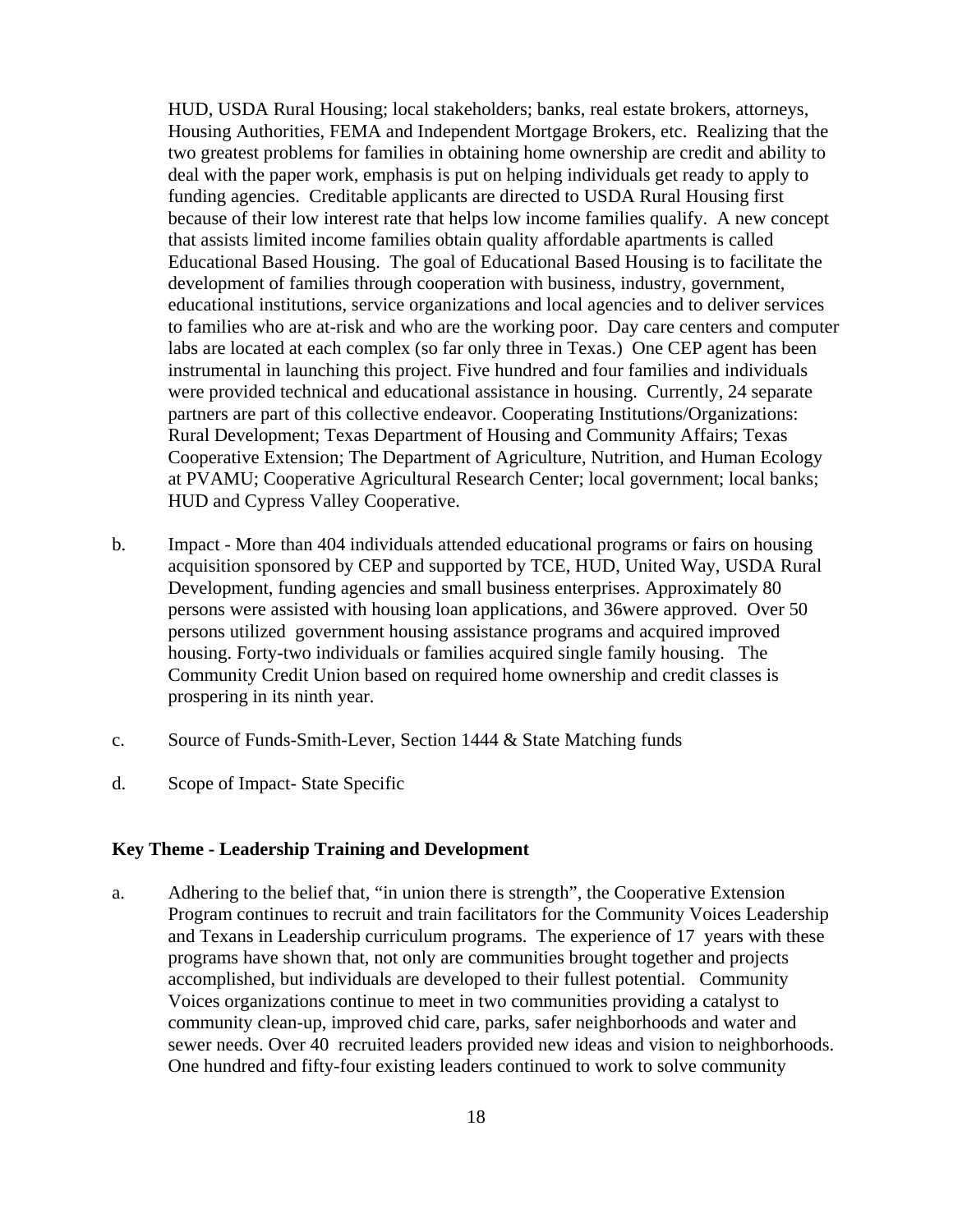HUD, USDA Rural Housing; local stakeholders; banks, real estate brokers, attorneys, Housing Authorities, FEMA and Independent Mortgage Brokers, etc. Realizing that the two greatest problems for families in obtaining home ownership are credit and ability to deal with the paper work, emphasis is put on helping individuals get ready to apply to funding agencies. Creditable applicants are directed to USDA Rural Housing first because of their low interest rate that helps low income families qualify. A new concept that assists limited income families obtain quality affordable apartments is called Educational Based Housing. The goal of Educational Based Housing is to facilitate the development of families through cooperation with business, industry, government, educational institutions, service organizations and local agencies and to deliver services to families who are at-risk and who are the working poor. Day care centers and computer labs are located at each complex (so far only three in Texas.) One CEP agent has been instrumental in launching this project. Five hundred and four families and individuals were provided technical and educational assistance in housing. Currently, 24 separate partners are part of this collective endeavor. Cooperating Institutions/Organizations: Rural Development; Texas Department of Housing and Community Affairs; Texas Cooperative Extension; The Department of Agriculture, Nutrition, and Human Ecology at PVAMU; Cooperative Agricultural Research Center; local government; local banks; HUD and Cypress Valley Cooperative.

b. Impact - More than 404 individuals attended educational programs or fairs on housing acquisition sponsored by CEP and supported by TCE, HUD, United Way, USDA Rural Development, funding agencies and small business enterprises. Approximately 80 persons were assisted with housing loan applications, and 36were approved. Over 50 persons utilized government housing assistance programs and acquired improved housing. Forty-two individuals or families acquired single family housing. The Community Credit Union based on required home ownership and credit classes is prospering in its ninth year.

c. Source of Funds-Smith-Lever, Section 1444 & State Matching funds

d. Scope of Impact- State Specific

**Key Theme - Leadership Training and Development**

a. Adhering to the belief that, "in union there is strength", the Cooperative Extension Program continues to recruit and train facilitators for the Community Voices Leadership and Texans in Leadership curriculum programs. The experience of 17 years with these programs have shown that, not only are communities brought together and projects accomplished, but individuals are developed to their fullest potential. Community Voices organizations continue to meet in two communities providing a catalyst to community clean-up, improved chid care, parks, safer neighborhoods and water and sewer needs. Over 40 recruited leaders provided new ideas and vision to neighborhoods. One hundred and fifty-four existing leaders continued to work to solve community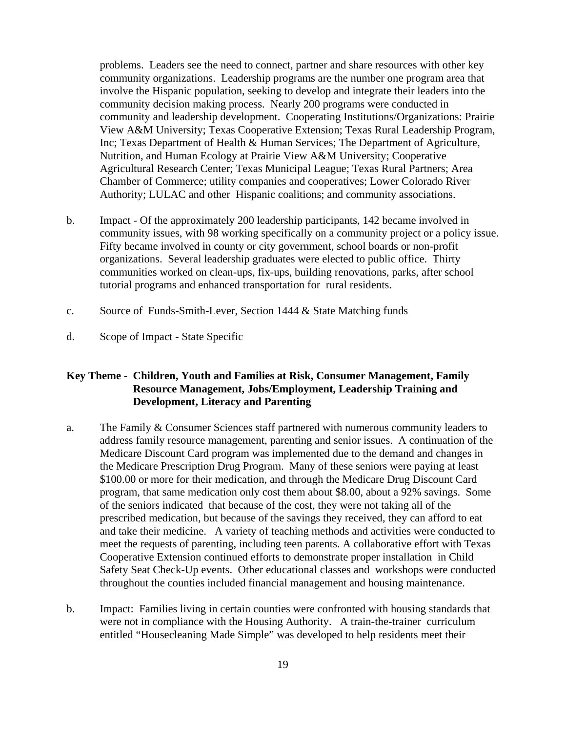problems. Leaders see the need to connect, partner and share resources with other key community organizations. Leadership programs are the number one program area that involve the Hispanic population, seeking to develop and integrate their leaders into the community decision making process. Nearly 200 programs were conducted in community and leadership development. Cooperating Institutions/Organizations: Prairie View A&M University; Texas Cooperative Extension; Texas Rural Leadership Program, Inc; Texas Department of Health & Human Services; The Department of Agriculture, Nutrition, and Human Ecology at Prairie View A&M University; Cooperative Agricultural Research Center; Texas Municipal League; Texas Rural Partners; Area Chamber of Commerce; utility companies and cooperatives; Lower Colorado River Authority; LULAC and other Hispanic coalitions; and community associations.

b. Impact - Of the approximately 200 leadership participants, 142 became involved in community issues, with 98 working specifically on a community project or a policy issue. Fifty became involved in county or city government, school boards or non-profit organizations. Several leadership graduates were elected to public office. Thirty communities worked on clean-ups, fix-ups, building renovations, parks, after school tutorial programs and enhanced transportation for rural residents.

c. Source of Funds-Smith-Lever, Section 1444 & State Matching funds

d. Scope of Impact - State Specific

**Key Theme - Children, Youth and Families at Risk, Consumer Management, Family Resource Management, Jobs/Employment, Leadership Training and Development, Literacy and Parenting**

a. The Family & Consumer Sciences staff partnered with numerous community leaders to address family resource management, parenting and senior issues. A continuation of the Medicare Discount Card program was implemented due to the demand and changes in the Medicare Prescription Drug Program. Many of these seniors were paying at least \$100.00 or more for their medication, and through the Medicare Drug Discount Card program, that same medication only cost them about \$8.00, about a 92% savings. Some of the seniors indicated that because of the cost, they were not taking all of the prescribed medication, but because of the savings they received, they can afford to eat and take their medicine. A variety of teaching methods and activities were conducted to meet the requests of parenting, including teen parents. A collaborative effort with Texas Cooperative Extension continued efforts to demonstrate proper installation in Child Safety Seat Check-Up events. Other educational classes and workshops were conducted throughout the counties included financial management and housing maintenance.

b. Impact: Families living in certain counties were confronted with housing standards that were not in compliance with the Housing Authority. A train-the-trainer curriculum entitled "Housecleaning Made Simple" was developed to help residents meet their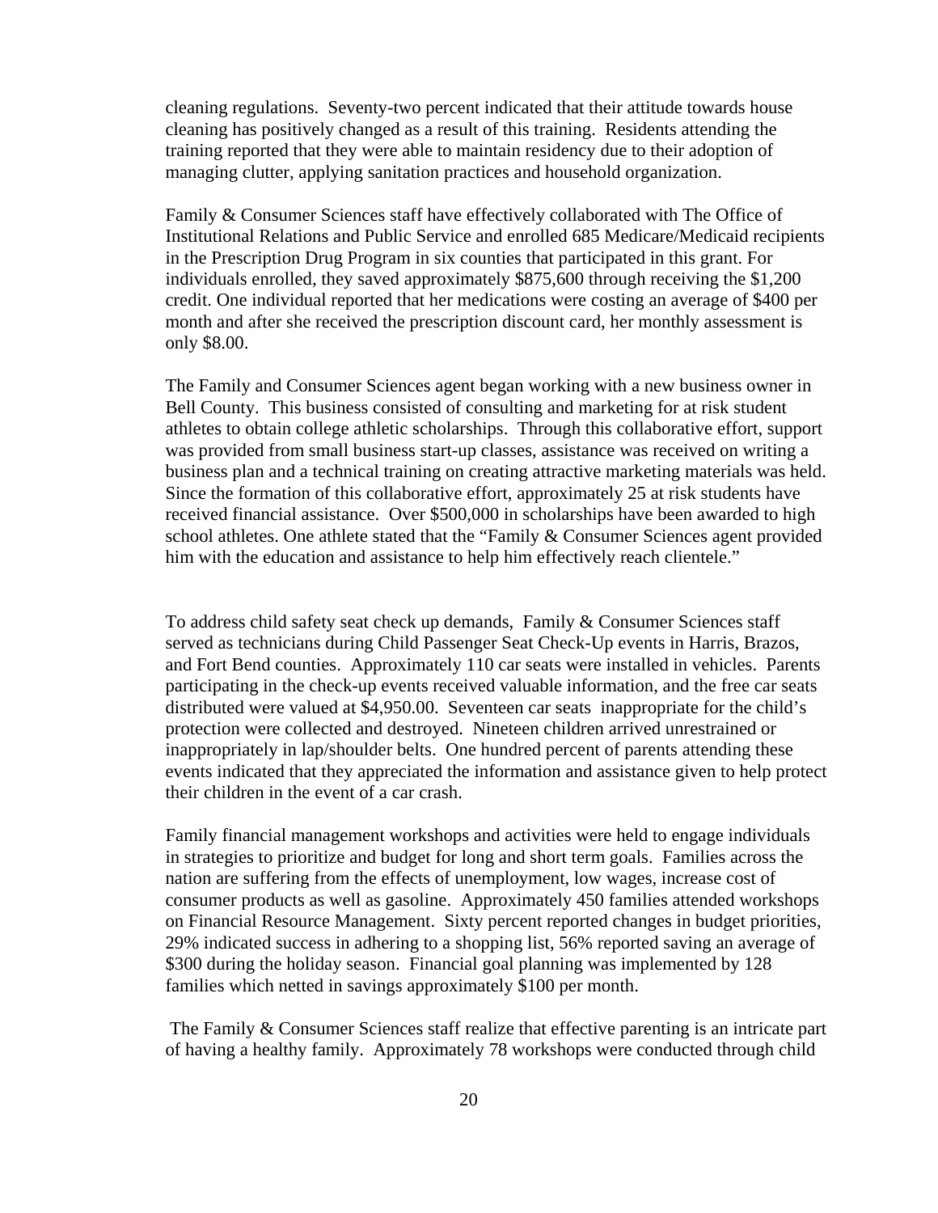cleaning regulations. Seventy-two percent indicated that their attitude towards house cleaning has positively changed as a result of this training. Residents attending the training reported that they were able to maintain residency due to their adoption of managing clutter, applying sanitation practices and household organization.

Family & Consumer Sciences staff have effectively collaborated with The Office of Institutional Relations and Public Service and enrolled 685 Medicare/Medicaid recipients in the Prescription Drug Program in six counties that participated in this grant. For individuals enrolled, they saved approximately $875,600 through receiving the $1,200 credit. One individual reported that her medications were costing an average of $400 per month and after she received the prescription discount card, her monthly assessment is only $8.00.

The Family and Consumer Sciences agent began working with a new business owner in Bell County. This business consisted of consulting and marketing for at risk student athletes to obtain college athletic scholarships. Through this collaborative effort, support was provided from small business start-up classes, assistance was received on writing a business plan and a technical training on creating attractive marketing materials was held. Since the formation of this collaborative effort, approximately 25 at risk students have received financial assistance. Over $500,000 in scholarships have been awarded to high school athletes. One athlete stated that the "Family & Consumer Sciences agent provided him with the education and assistance to help him effectively reach clientele."

To address child safety seat check up demands, Family & Consumer Sciences staff served as technicians during Child Passenger Seat Check-Up events in Harris, Brazos, and Fort Bend counties. Approximately 110 car seats were installed in vehicles. Parents participating in the check-up events received valuable information, and the free car seats distributed were valued at $4,950.00. Seventeen car seats inappropriate for the child's protection were collected and destroyed. Nineteen children arrived unrestrained or inappropriately in lap/shoulder belts. One hundred percent of parents attending these events indicated that they appreciated the information and assistance given to help protect their children in the event of a car crash.

Family financial management workshops and activities were held to engage individuals in strategies to prioritize and budget for long and short term goals. Families across the nation are suffering from the effects of unemployment, low wages, increase cost of consumer products as well as gasoline. Approximately 450 families attended workshops on Financial Resource Management. Sixty percent reported changes in budget priorities, 29% indicated success in adhering to a shopping list, 56% reported saving an average of $300 during the holiday season. Financial goal planning was implemented by 128 families which netted in savings approximately $100 per month.

The Family & Consumer Sciences staff realize that effective parenting is an intricate part of having a healthy family. Approximately 78 workshops were conducted through child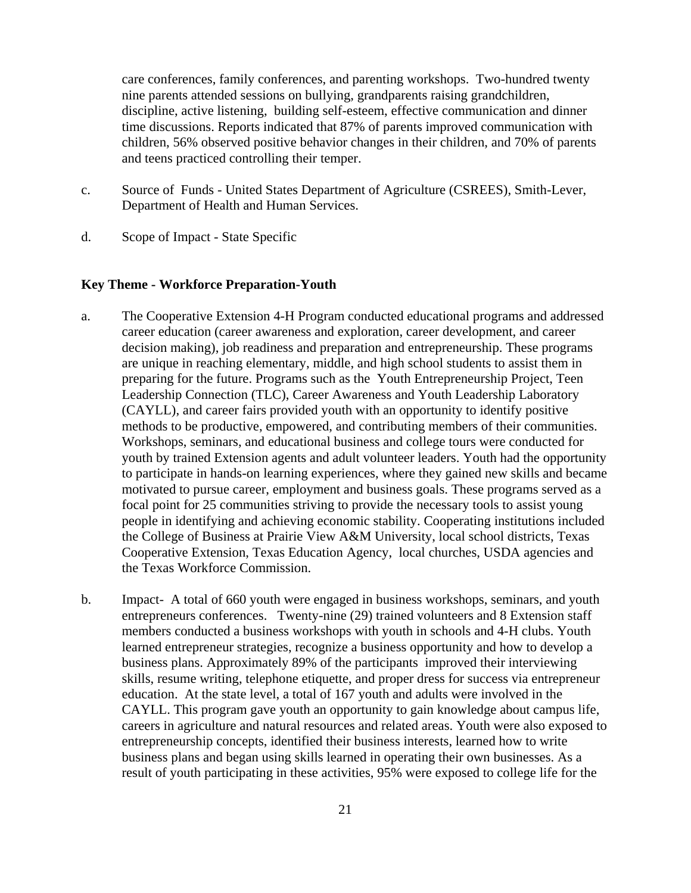care conferences, family conferences, and parenting workshops. Two-hundred twenty nine parents attended sessions on bullying, grandparents raising grandchildren, discipline, active listening, building self-esteem, effective communication and dinner time discussions. Reports indicated that 87% of parents improved communication with children, 56% observed positive behavior changes in their children, and 70% of parents and teens practiced controlling their temper.

c. Source of Funds - United States Department of Agriculture (CSREES), Smith-Lever, Department of Health and Human Services.

d. Scope of Impact - State Specific

**Key Theme - Workforce Preparation-Youth**

a. The Cooperative Extension 4-H Program conducted educational programs and addressed career education (career awareness and exploration, career development, and career decision making), job readiness and preparation and entrepreneurship. These programs are unique in reaching elementary, middle, and high school students to assist them in preparing for the future. Programs such as the Youth Entrepreneurship Project, Teen Leadership Connection (TLC), Career Awareness and Youth Leadership Laboratory (CAYLL), and career fairs provided youth with an opportunity to identify positive methods to be productive, empowered, and contributing members of their communities. Workshops, seminars, and educational business and college tours were conducted for youth by trained Extension agents and adult volunteer leaders. Youth had the opportunity to participate in hands-on learning experiences, where they gained new skills and became motivated to pursue career, employment and business goals. These programs served as a focal point for 25 communities striving to provide the necessary tools to assist young people in identifying and achieving economic stability. Cooperating institutions included the College of Business at Prairie View A&M University, local school districts, Texas Cooperative Extension, Texas Education Agency, local churches, USDA agencies and the Texas Workforce Commission.

b. Impact- A total of 660 youth were engaged in business workshops, seminars, and youth entrepreneurs conferences. Twenty-nine (29) trained volunteers and 8 Extension staff members conducted a business workshops with youth in schools and 4-H clubs. Youth learned entrepreneur strategies, recognize a business opportunity and how to develop a business plans. Approximately 89% of the participants improved their interviewing skills, resume writing, telephone etiquette, and proper dress for success via entrepreneur education. At the state level, a total of 167 youth and adults were involved in the CAYLL. This program gave youth an opportunity to gain knowledge about campus life, careers in agriculture and natural resources and related areas. Youth were also exposed to entrepreneurship concepts, identified their business interests, learned how to write business plans and began using skills learned in operating their own businesses. As a result of youth participating in these activities, 95% were exposed to college life for the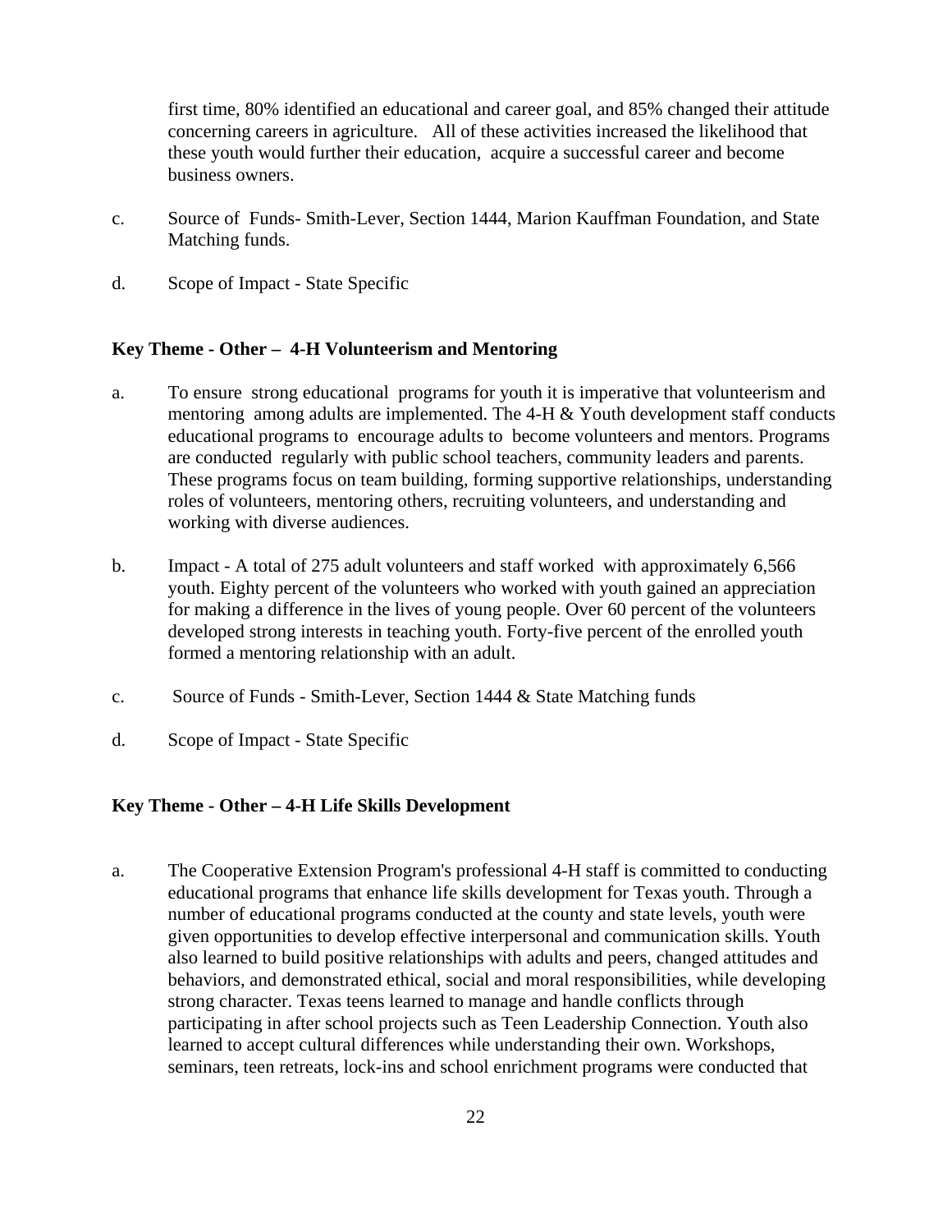first time, 80% identified an educational and career goal, and 85% changed their attitude concerning careers in agriculture. All of these activities increased the likelihood that these youth would further their education, acquire a successful career and become business owners.

c. Source of Funds- Smith-Lever, Section 1444, Marion Kauffman Foundation, and State Matching funds.

d. Scope of Impact - State Specific

**Key Theme - Other – 4-H Volunteerism and Mentoring**

a. To ensure strong educational programs for youth it is imperative that volunteerism and mentoring among adults are implemented. The 4-H & Youth development staff conducts educational programs to encourage adults to become volunteers and mentors. Programs are conducted regularly with public school teachers, community leaders and parents. These programs focus on team building, forming supportive relationships, understanding roles of volunteers, mentoring others, recruiting volunteers, and understanding and working with diverse audiences.

b. Impact - A total of 275 adult volunteers and staff worked with approximately 6,566 youth. Eighty percent of the volunteers who worked with youth gained an appreciation for making a difference in the lives of young people. Over 60 percent of the volunteers developed strong interests in teaching youth. Forty-five percent of the enrolled youth formed a mentoring relationship with an adult.

c. Source of Funds - Smith-Lever, Section 1444 & State Matching funds

d. Scope of Impact - State Specific

**Key Theme - Other – 4-H Life Skills Development**

a. The Cooperative Extension Program's professional 4-H staff is committed to conducting educational programs that enhance life skills development for Texas youth. Through a number of educational programs conducted at the county and state levels, youth were given opportunities to develop effective interpersonal and communication skills. Youth also learned to build positive relationships with adults and peers, changed attitudes and behaviors, and demonstrated ethical, social and moral responsibilities, while developing strong character. Texas teens learned to manage and handle conflicts through participating in after school projects such as Teen Leadership Connection. Youth also learned to accept cultural differences while understanding their own. Workshops, seminars, teen retreats, lock-ins and school enrichment programs were conducted that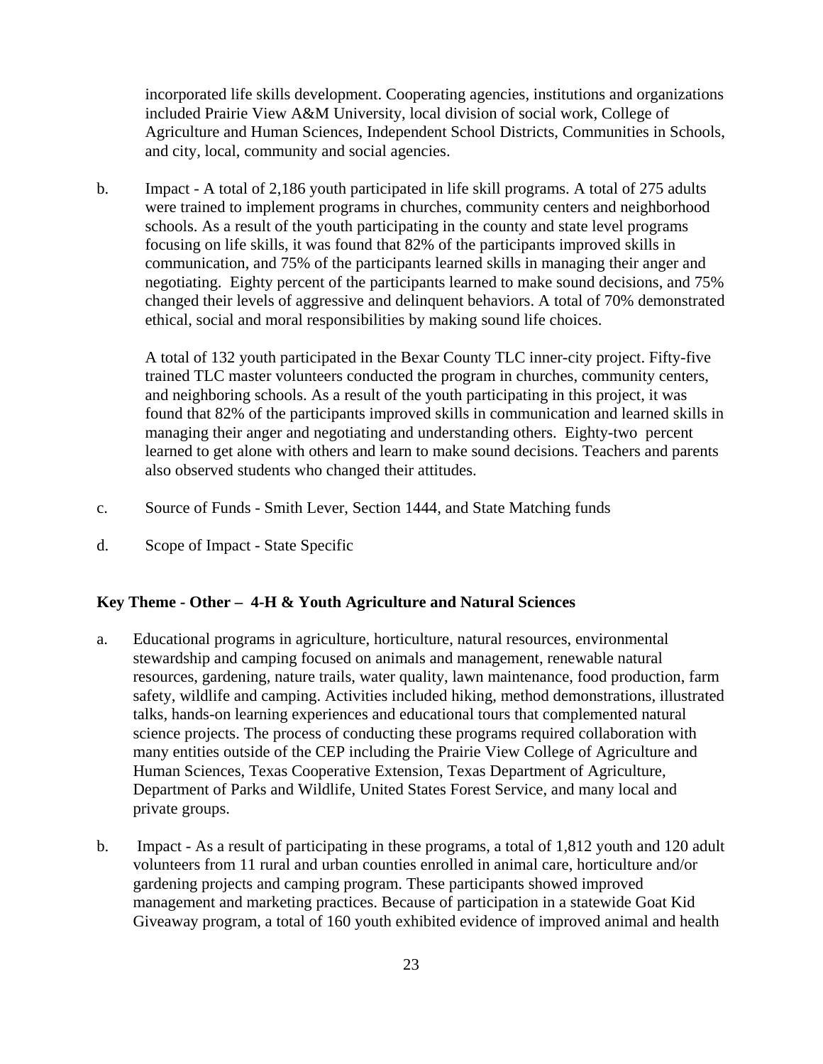incorporated life skills development. Cooperating agencies, institutions and organizations included Prairie View A&M University, local division of social work, College of Agriculture and Human Sciences, Independent School Districts, Communities in Schools, and city, local, community and social agencies.

b. Impact - A total of 2,186 youth participated in life skill programs. A total of 275 adults were trained to implement programs in churches, community centers and neighborhood schools. As a result of the youth participating in the county and state level programs focusing on life skills, it was found that 82% of the participants improved skills in communication, and 75% of the participants learned skills in managing their anger and negotiating. Eighty percent of the participants learned to make sound decisions, and 75% changed their levels of aggressive and delinquent behaviors. A total of 70% demonstrated ethical, social and moral responsibilities by making sound life choices.

   A total of 132 youth participated in the Bexar County TLC inner-city project. Fifty-five trained TLC master volunteers conducted the program in churches, community centers, and neighboring schools. As a result of the youth participating in this project, it was found that 82% of the participants improved skills in communication and learned skills in managing their anger and negotiating and understanding others. Eighty-two percent learned to get alone with others and learn to make sound decisions. Teachers and parents also observed students who changed their attitudes.

c. Source of Funds - Smith Lever, Section 1444, and State Matching funds

d. Scope of Impact - State Specific

**Key Theme - Other – 4-H & Youth Agriculture and Natural Sciences**

a. Educational programs in agriculture, horticulture, natural resources, environmental stewardship and camping focused on animals and management, renewable natural resources, gardening, nature trails, water quality, lawn maintenance, food production, farm safety, wildlife and camping. Activities included hiking, method demonstrations, illustrated talks, hands-on learning experiences and educational tours that complemented natural science projects. The process of conducting these programs required collaboration with many entities outside of the CEP including the Prairie View College of Agriculture and Human Sciences, Texas Cooperative Extension, Texas Department of Agriculture, Department of Parks and Wildlife, United States Forest Service, and many local and private groups.

b. Impact - As a result of participating in these programs, a total of 1,812 youth and 120 adult volunteers from 11 rural and urban counties enrolled in animal care, horticulture and/or gardening projects and camping program. These participants showed improved management and marketing practices. Because of participation in a statewide Goat Kid Giveaway program, a total of 160 youth exhibited evidence of improved animal and health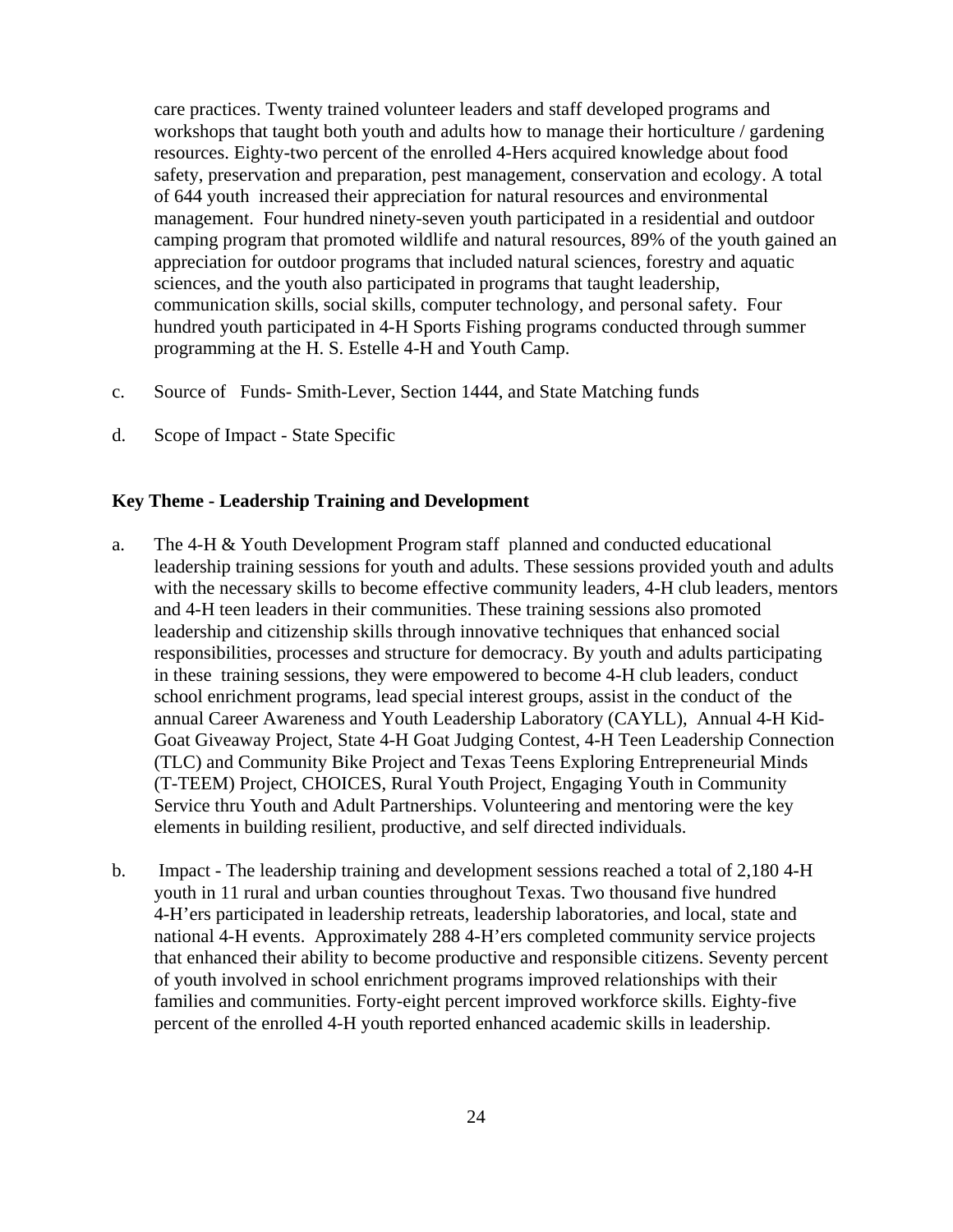care practices. Twenty trained volunteer leaders and staff developed programs and workshops that taught both youth and adults how to manage their horticulture / gardening resources. Eighty-two percent of the enrolled 4-Hers acquired knowledge about food safety, preservation and preparation, pest management, conservation and ecology. A total of 644 youth increased their appreciation for natural resources and environmental management. Four hundred ninety-seven youth participated in a residential and outdoor camping program that promoted wildlife and natural resources, 89% of the youth gained an appreciation for outdoor programs that included natural sciences, forestry and aquatic sciences, and the youth also participated in programs that taught leadership, communication skills, social skills, computer technology, and personal safety. Four hundred youth participated in 4-H Sports Fishing programs conducted through summer programming at the H. S. Estelle 4-H and Youth Camp.

c. Source of Funds- Smith-Lever, Section 1444, and State Matching funds

d. Scope of Impact - State Specific

**Key Theme - Leadership Training and Development**

a. The 4-H & Youth Development Program staff planned and conducted educational leadership training sessions for youth and adults. These sessions provided youth and adults with the necessary skills to become effective community leaders, 4-H club leaders, mentors and 4-H teen leaders in their communities. These training sessions also promoted leadership and citizenship skills through innovative techniques that enhanced social responsibilities, processes and structure for democracy. By youth and adults participating in these training sessions, they were empowered to become 4-H club leaders, conduct school enrichment programs, lead special interest groups, assist in the conduct of the annual Career Awareness and Youth Leadership Laboratory (CAYLL), Annual 4-H Kid-Goat Giveaway Project, State 4-H Goat Judging Contest, 4-H Teen Leadership Connection (TLC) and Community Bike Project and Texas Teens Exploring Entrepreneurial Minds (T-TEEM) Project, CHOICES, Rural Youth Project, Engaging Youth in Community Service thru Youth and Adult Partnerships. Volunteering and mentoring were the key elements in building resilient, productive, and self directed individuals.

b. Impact - The leadership training and development sessions reached a total of 2,180 4-H youth in 11 rural and urban counties throughout Texas. Two thousand five hundred 4-H'ers participated in leadership retreats, leadership laboratories, and local, state and national 4-H events. Approximately 288 4-H'ers completed community service projects that enhanced their ability to become productive and responsible citizens. Seventy percent of youth involved in school enrichment programs improved relationships with their families and communities. Forty-eight percent improved workforce skills. Eighty-five percent of the enrolled 4-H youth reported enhanced academic skills in leadership.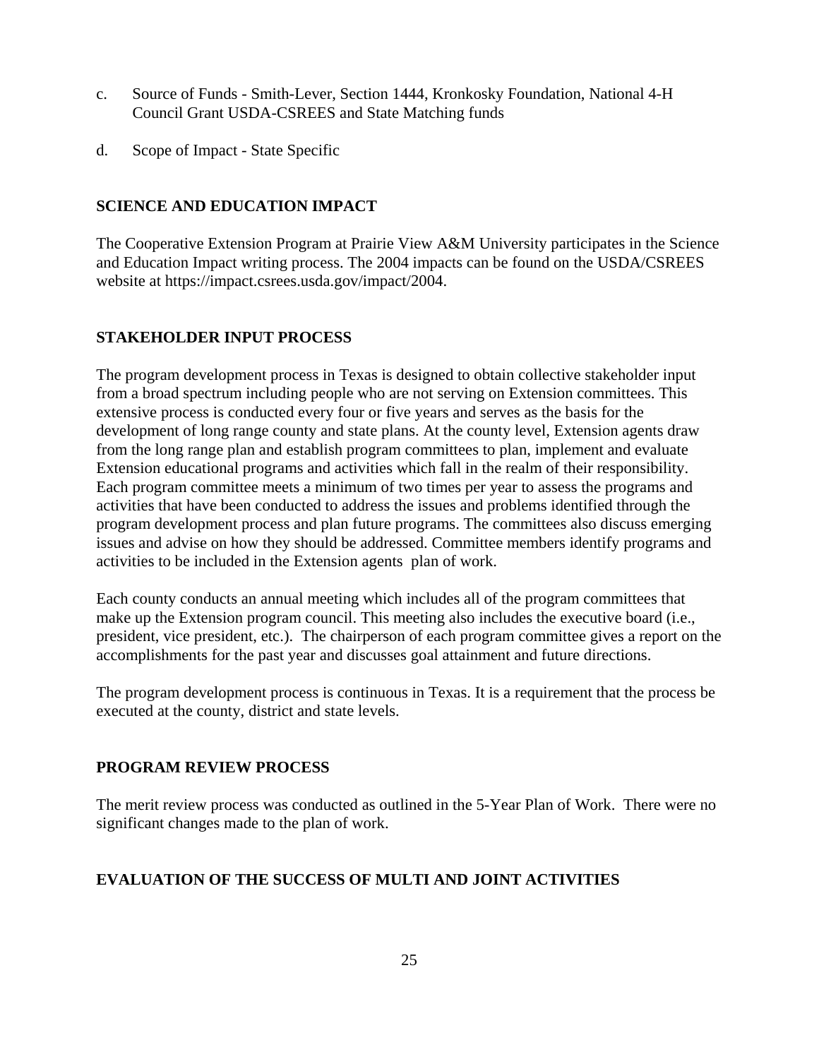c. Source of Funds - Smith-Lever, Section 1444, Kronkosky Foundation, National 4-H Council Grant USDA-CSREES and State Matching funds

d. Scope of Impact - State Specific

## SCIENCE AND EDUCATION IMPACT

The Cooperative Extension Program at Prairie View A&M University participates in the Science and Education Impact writing process. The 2004 impacts can be found on the USDA/CSREES website at https://impact.csrees.usda.gov/impact/2004.

## STAKEHOLDER INPUT PROCESS

The program development process in Texas is designed to obtain collective stakeholder input from a broad spectrum including people who are not serving on Extension committees. This extensive process is conducted every four or five years and serves as the basis for the development of long range county and state plans. At the county level, Extension agents draw from the long range plan and establish program committees to plan, implement and evaluate Extension educational programs and activities which fall in the realm of their responsibility. Each program committee meets a minimum of two times per year to assess the programs and activities that have been conducted to address the issues and problems identified through the program development process and plan future programs. The committees also discuss emerging issues and advise on how they should be addressed. Committee members identify programs and activities to be included in the Extension agents plan of work.

Each county conducts an annual meeting which includes all of the program committees that make up the Extension program council. This meeting also includes the executive board (i.e., president, vice president, etc.). The chairperson of each program committee gives a report on the accomplishments for the past year and discusses goal attainment and future directions.

The program development process is continuous in Texas. It is a requirement that the process be executed at the county, district and state levels.

## PROGRAM REVIEW PROCESS

The merit review process was conducted as outlined in the 5-Year Plan of Work. There were no significant changes made to the plan of work.

## EVALUATION OF THE SUCCESS OF MULTI AND JOINT ACTIVITIES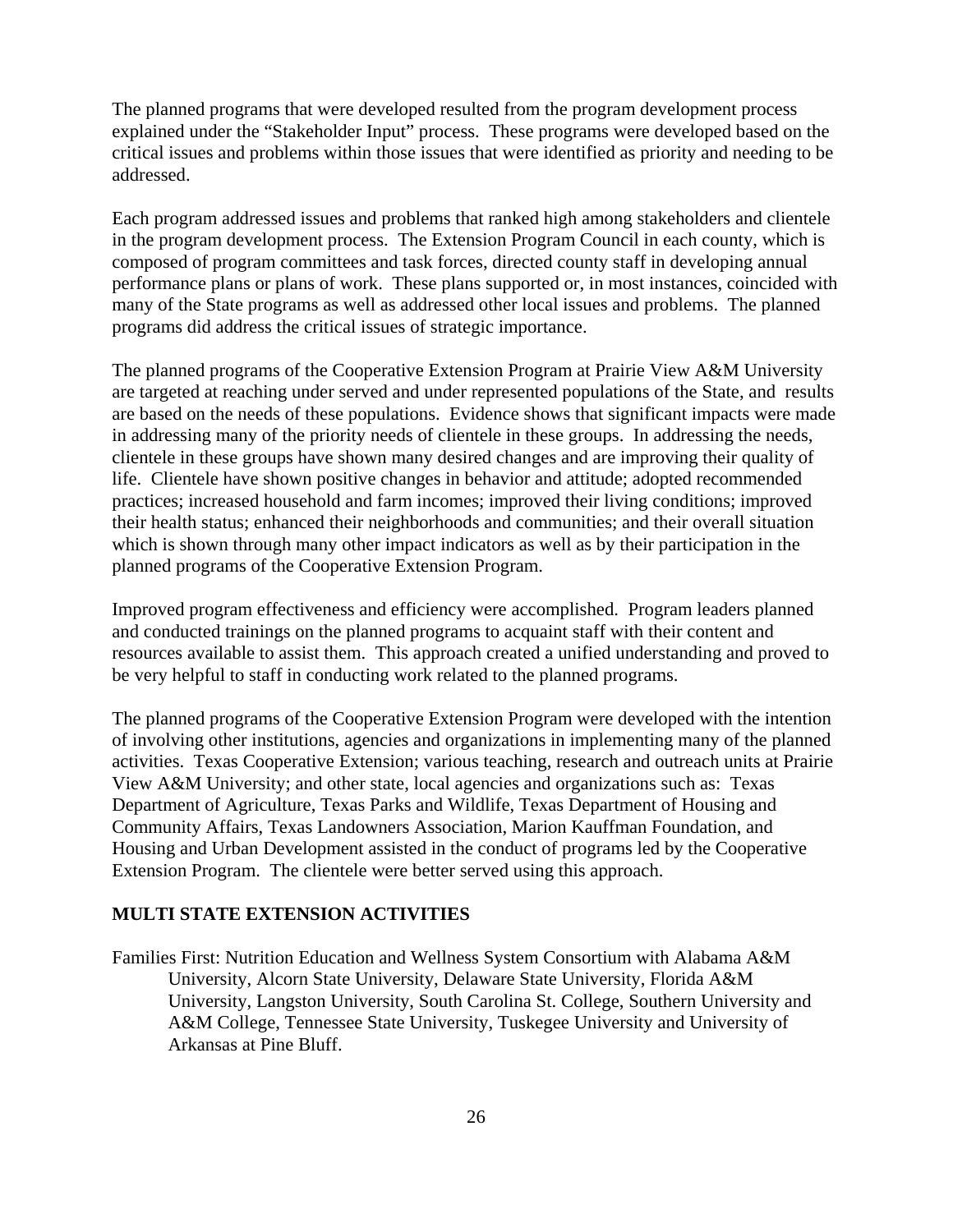The planned programs that were developed resulted from the program development process explained under the "Stakeholder Input" process. These programs were developed based on the critical issues and problems within those issues that were identified as priority and needing to be addressed.

Each program addressed issues and problems that ranked high among stakeholders and clientele in the program development process. The Extension Program Council in each county, which is composed of program committees and task forces, directed county staff in developing annual performance plans or plans of work. These plans supported or, in most instances, coincided with many of the State programs as well as addressed other local issues and problems. The planned programs did address the critical issues of strategic importance.

The planned programs of the Cooperative Extension Program at Prairie View A&M University are targeted at reaching under served and under represented populations of the State, and results are based on the needs of these populations. Evidence shows that significant impacts were made in addressing many of the priority needs of clientele in these groups. In addressing the needs, clientele in these groups have shown many desired changes and are improving their quality of life. Clientele have shown positive changes in behavior and attitude; adopted recommended practices; increased household and farm incomes; improved their living conditions; improved their health status; enhanced their neighborhoods and communities; and their overall situation which is shown through many other impact indicators as well as by their participation in the planned programs of the Cooperative Extension Program.

Improved program effectiveness and efficiency were accomplished. Program leaders planned and conducted trainings on the planned programs to acquaint staff with their content and resources available to assist them. This approach created a unified understanding and proved to be very helpful to staff in conducting work related to the planned programs.

The planned programs of the Cooperative Extension Program were developed with the intention of involving other institutions, agencies and organizations in implementing many of the planned activities. Texas Cooperative Extension; various teaching, research and outreach units at Prairie View A&M University; and other state, local agencies and organizations such as: Texas Department of Agriculture, Texas Parks and Wildlife, Texas Department of Housing and Community Affairs, Texas Landowners Association, Marion Kauffman Foundation, and Housing and Urban Development assisted in the conduct of programs led by the Cooperative Extension Program. The clientele were better served using this approach.

**MULTI STATE EXTENSION ACTIVITIES**

Families First: Nutrition Education and Wellness System Consortium with Alabama A&M University, Alcorn State University, Delaware State University, Florida A&M University, Langston University, South Carolina St. College, Southern University and A&M College, Tennessee State University, Tuskegee University and University of Arkansas at Pine Bluff.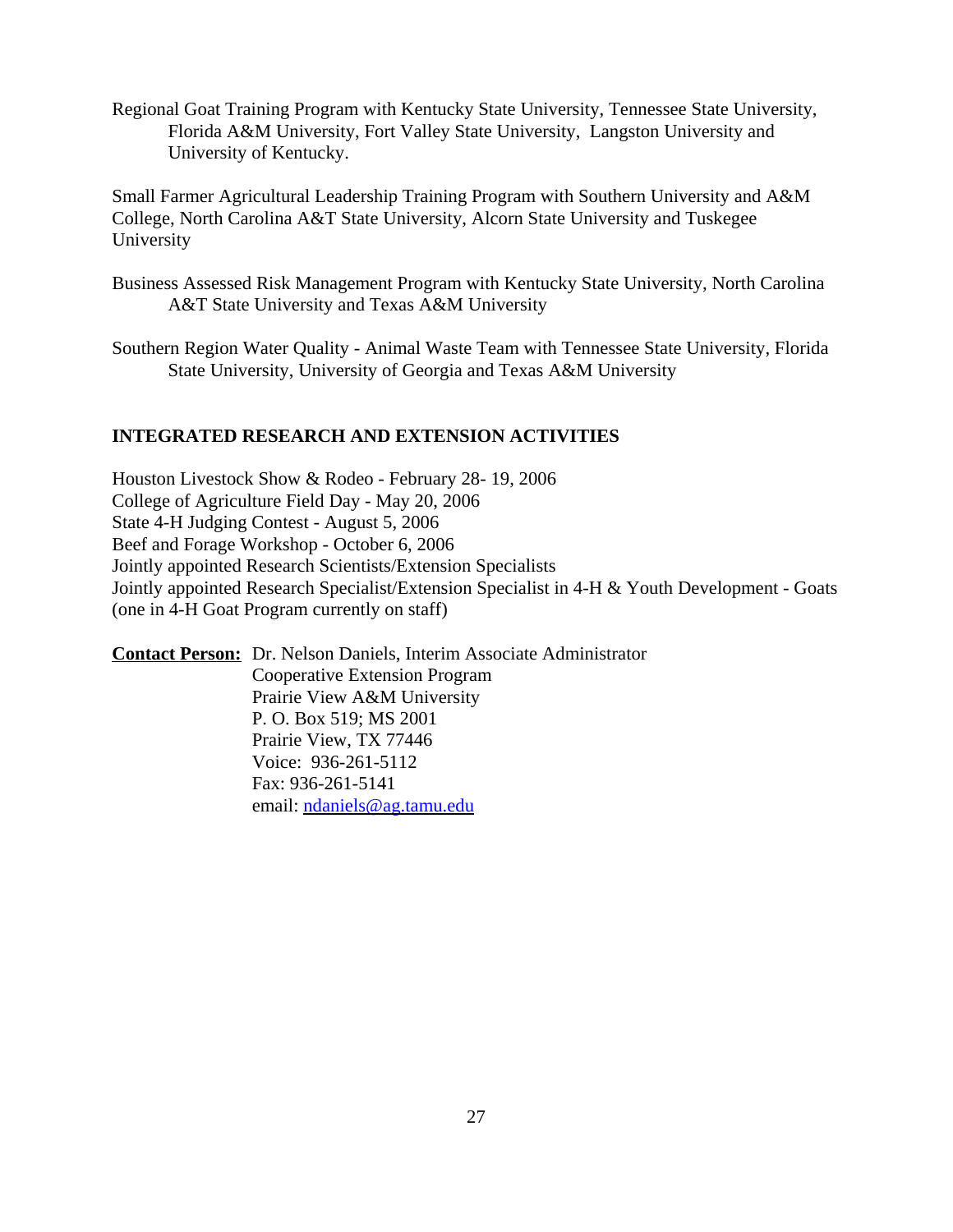Regional Goat Training Program with Kentucky State University, Tennessee State University, Florida A&M University, Fort Valley State University, Langston University and University of Kentucky.

Small Farmer Agricultural Leadership Training Program with Southern University and A&M College, North Carolina A&T State University, Alcorn State University and Tuskegee University

Business Assessed Risk Management Program with Kentucky State University, North Carolina A&T State University and Texas A&M University

Southern Region Water Quality - Animal Waste Team with Tennessee State University, Florida State University, University of Georgia and Texas A&M University

## INTEGRATED RESEARCH AND EXTENSION ACTIVITIES

Houston Livestock Show & Rodeo - February 28- 19, 2006
College of Agriculture Field Day - May 20, 2006
State 4-H Judging Contest - August 5, 2006
Beef and Forage Workshop - October 6, 2006
Jointly appointed Research Scientists/Extension Specialists
Jointly appointed Research Specialist/Extension Specialist in 4-H & Youth Development - Goats (one in 4-H Goat Program currently on staff)

**Contact Person:** Dr. Nelson Daniels, Interim Associate Administrator
Cooperative Extension Program
Prairie View A&M University
P. O. Box 519; MS 2001
Prairie View, TX 77446
Voice: 936-261-5112
Fax: 936-261-5141
email: ndaniels@ag.tamu.edu